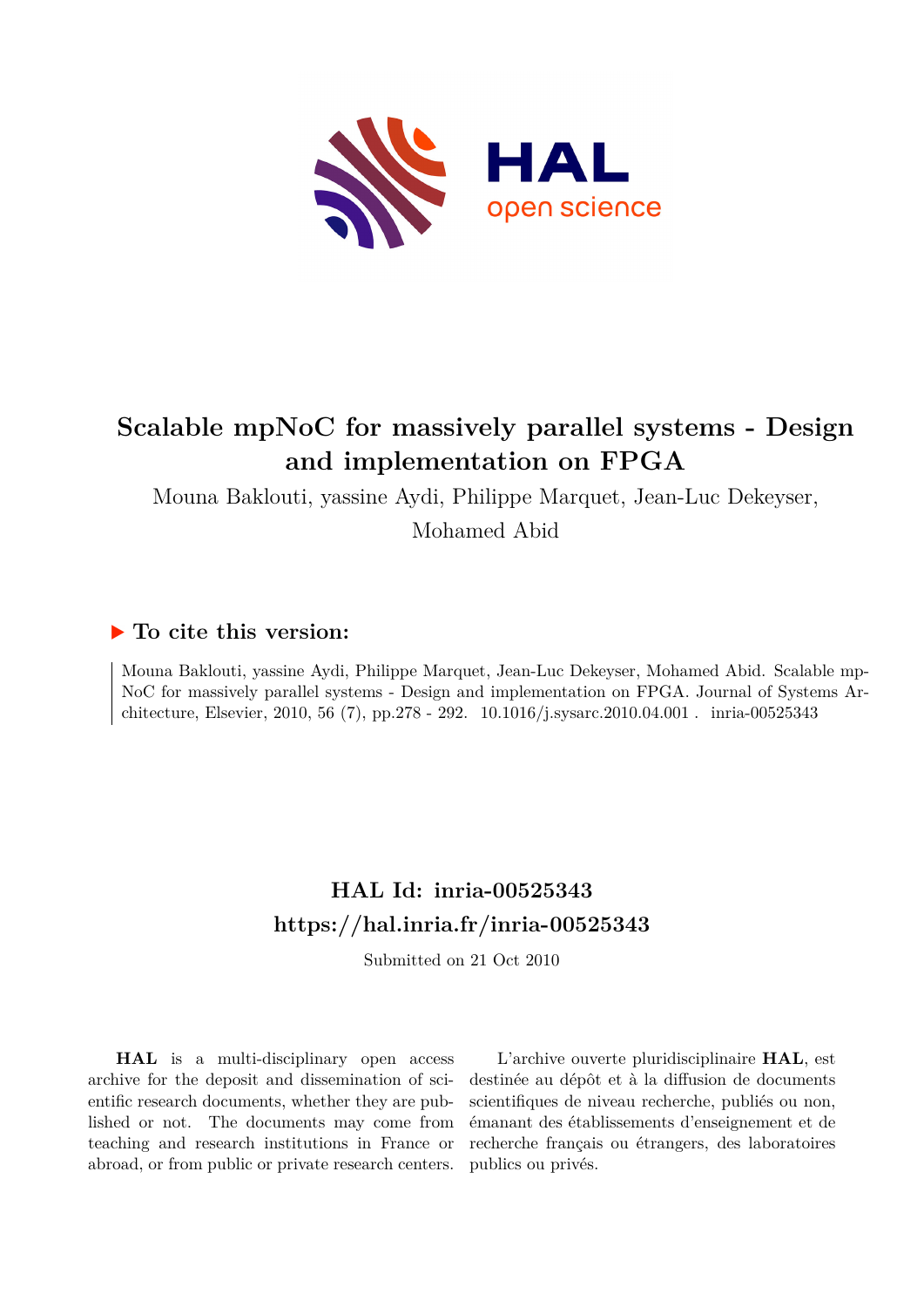# Scalable mpNoC for massively parallel systems - Design and implementation on FPGA

Mouna Baklouti, yassine Aydi, Philippe Marquet, Jean-Luc Dekeyser, Mohamed Abid

## ▶ To cite this version:

Mouna Baklouti, yassine Aydi, Philippe Marquet, Jean-Luc Dekeyser, Mohamed Abid. Scalable mpNoC for massively parallel systems - Design and implementation on FPGA. Journal of Systems Architecture, Elsevier, 2010, 56 (7), pp.278 - 292. 10.1016/j.sysarc.2010.04.001 . inria-00525343

## HAL Id: inria-00525343
## https://hal.inria.fr/inria-00525343

Submitted on 21 Oct 2010

**HAL** is a multi-disciplinary open access archive for the deposit and dissemination of scientific research documents, whether they are published or not. The documents may come from teaching and research institutions in France or abroad, or from public or private research centers.

L'archive ouverte pluridisciplinaire **HAL**, est destinée au dépôt et à la diffusion de documents scientifiques de niveau recherche, publiés ou non, émanant des établissements d'enseignement et de recherche français ou étrangers, des laboratoires publics ou privés.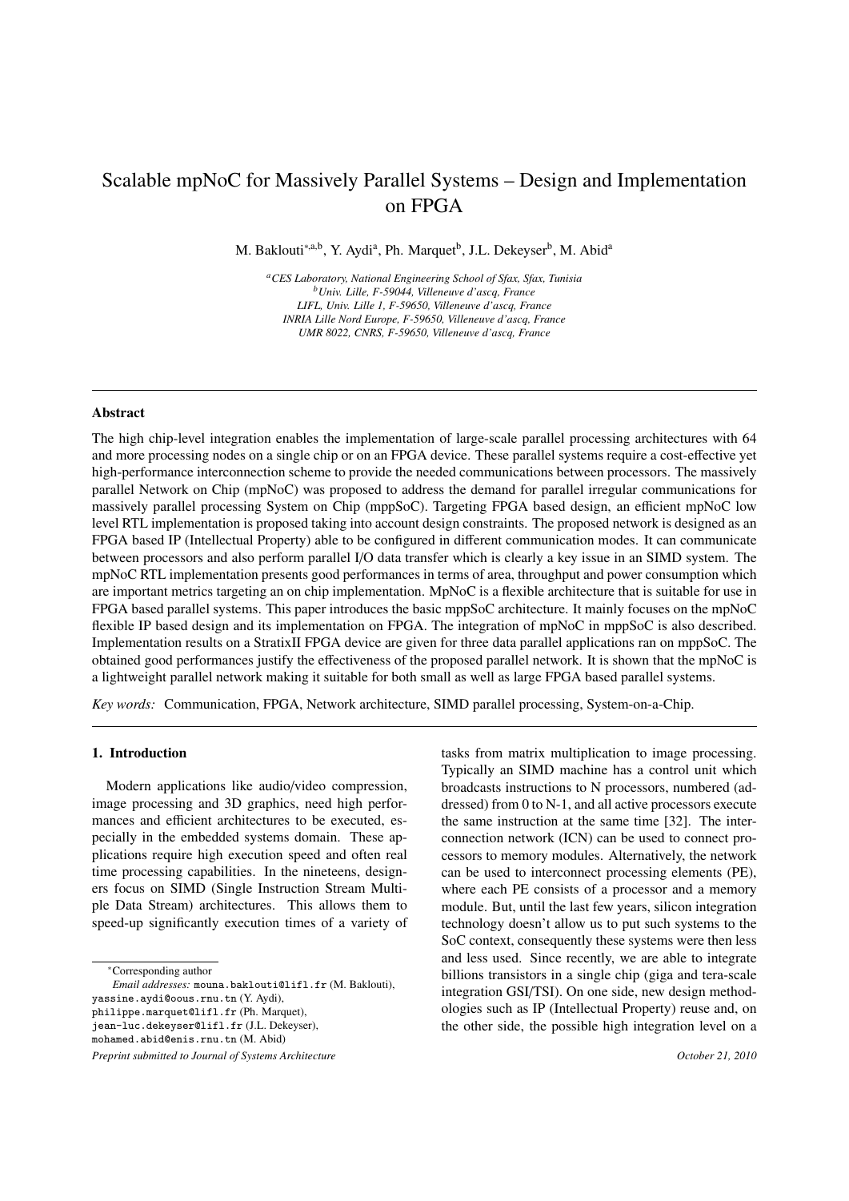# Scalable mpNoC for Massively Parallel Systems – Design and Implementation on FPGA

M. Baklouti[*,a,b], Y. Aydi[a], Ph. Marquet[b], J.L. Dekeyser[b], M. Abid[a]

[a] *CES Laboratory, National Engineering School of Sfax, Sfax, Tunisia*
[b] *Univ. Lille, F-59044, Villeneuve d'ascq, France*
*LIFL, Univ. Lille 1, F-59650, Villeneuve d'ascq, France*
*INRIA Lille Nord Europe, F-59650, Villeneuve d'ascq, France*
*UMR 8022, CNRS, F-59650, Villeneuve d'ascq, France*

---

### Abstract

The high chip-level integration enables the implementation of large-scale parallel processing architectures with 64 and more processing nodes on a single chip or on an FPGA device. These parallel systems require a cost-effective yet high-performance interconnection scheme to provide the needed communications between processors. The massively parallel Network on Chip (mpNoC) was proposed to address the demand for parallel irregular communications for massively parallel processing System on Chip (mppSoC). Targeting FPGA based design, an efficient mpNoC low level RTL implementation is proposed taking into account design constraints. The proposed network is designed as an FPGA based IP (Intellectual Property) able to be configured in different communication modes. It can communicate between processors and also perform parallel I/O data transfer which is clearly a key issue in an SIMD system. The mpNoC RTL implementation presents good performances in terms of area, throughput and power consumption which are important metrics targeting an on chip implementation. MpNoC is a flexible architecture that is suitable for use in FPGA based parallel systems. This paper introduces the basic mppSoC architecture. It mainly focuses on the mpNoC flexible IP based design and its implementation on FPGA. The integration of mpNoC in mppSoC is also described. Implementation results on a StratixII FPGA device are given for three data parallel applications ran on mppSoC. The obtained good performances justify the effectiveness of the proposed parallel network. It is shown that the mpNoC is a lightweight parallel network making it suitable for both small as well as large FPGA based parallel systems.

*Key words:* Communication, FPGA, Network architecture, SIMD parallel processing, System-on-a-Chip.

---

## 1. Introduction

Modern applications like audio/video compression, image processing and 3D graphics, need high performances and efficient architectures to be executed, especially in the embedded systems domain. These applications require high execution speed and often real time processing capabilities. In the nineteens, designers focus on SIMD (Single Instruction Stream Multiple Data Stream) architectures. This allows them to speed-up significantly execution times of a variety of tasks from matrix multiplication to image processing. Typically an SIMD machine has a control unit which broadcasts instructions to N processors, numbered (addressed) from 0 to N-1, and all active processors execute the same instruction at the same time [32]. The interconnection network (ICN) can be used to connect processors to memory modules. Alternatively, the network can be used to interconnect processing elements (PE), where each PE consists of a processor and a memory module. But, until the last few years, silicon integration technology doesn't allow us to put such systems to the SoC context, consequently these systems were then less and less used. Since recently, we are able to integrate billions transistors in a single chip (giga and tera-scale integration GSI/TSI). On one side, new design methodologies such as IP (Intellectual Property) reuse and, on the other side, the possible high integration level on a

---

[*] Corresponding author

*Email addresses:* mouna.baklouti@lifl.fr (M. Baklouti), yassine.aydi@oous.rnu.tn (Y. Aydi), philippe.marquet@lifl.fr (Ph. Marquet), jean-luc.dekeyser@lifl.fr (J.L. Dekeyser), mohamed.abid@enis.rnu.tn (M. Abid)

*Preprint submitted to Journal of Systems Architecture* *October 21, 2010*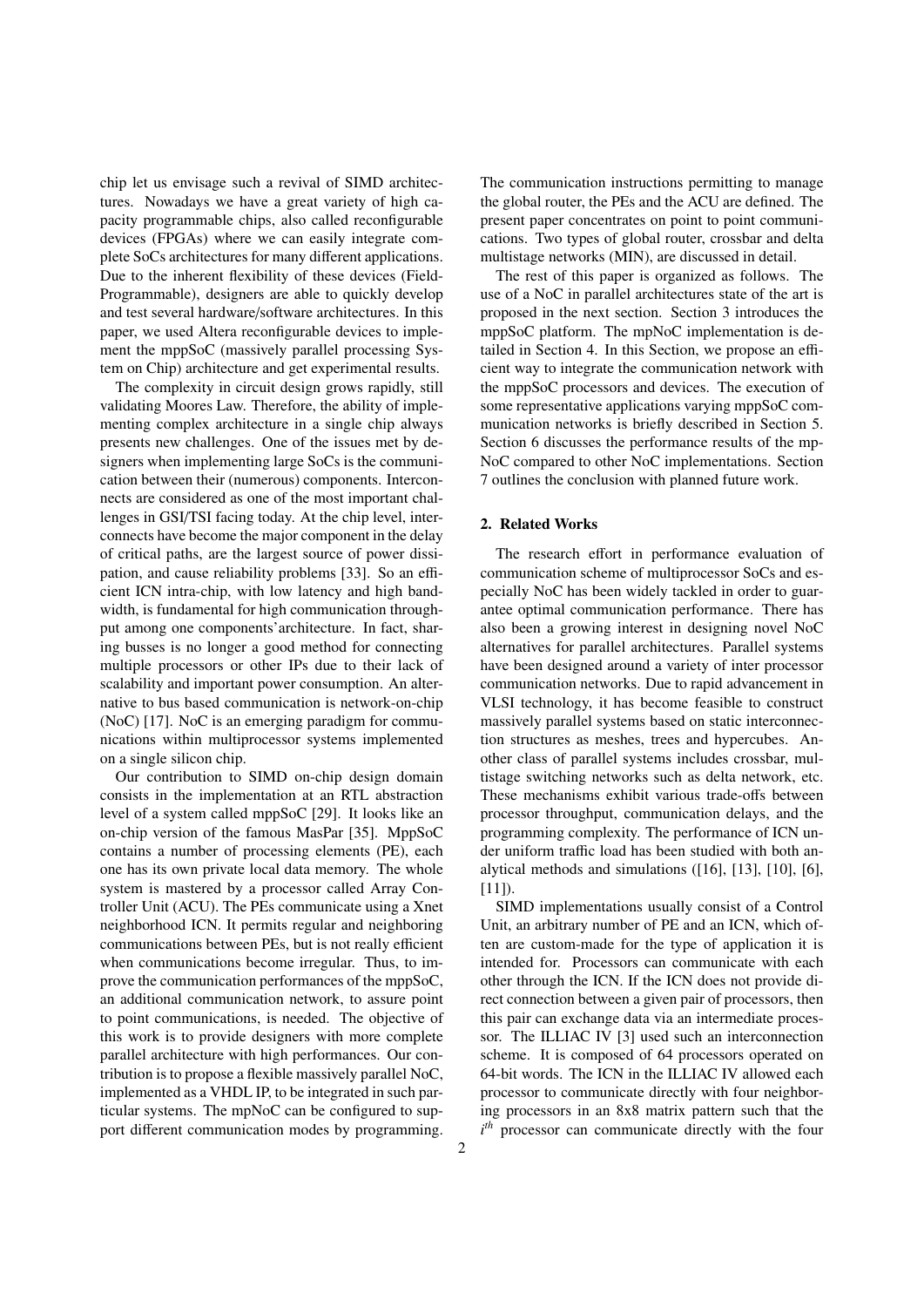chip let us envisage such a revival of SIMD architectures. Nowadays we have a great variety of high capacity programmable chips, also called reconfigurable devices (FPGAs) where we can easily integrate complete SoCs architectures for many different applications. Due to the inherent flexibility of these devices (Field-Programmable), designers are able to quickly develop and test several hardware/software architectures. In this paper, we used Altera reconfigurable devices to implement the mppSoC (massively parallel processing System on Chip) architecture and get experimental results.

The complexity in circuit design grows rapidly, still validating Moores Law. Therefore, the ability of implementing complex architecture in a single chip always presents new challenges. One of the issues met by designers when implementing large SoCs is the communication between their (numerous) components. Interconnects are considered as one of the most important challenges in GSI/TSI facing today. At the chip level, interconnects have become the major component in the delay of critical paths, are the largest source of power dissipation, and cause reliability problems [33]. So an efficient ICN intra-chip, with low latency and high bandwidth, is fundamental for high communication throughput among one components'architecture. In fact, sharing busses is no longer a good method for connecting multiple processors or other IPs due to their lack of scalability and important power consumption. An alternative to bus based communication is network-on-chip (NoC) [17]. NoC is an emerging paradigm for communications within multiprocessor systems implemented on a single silicon chip.

Our contribution to SIMD on-chip design domain consists in the implementation at an RTL abstraction level of a system called mppSoC [29]. It looks like an on-chip version of the famous MasPar [35]. MppSoC contains a number of processing elements (PE), each one has its own private local data memory. The whole system is mastered by a processor called Array Controller Unit (ACU). The PEs communicate using a Xnet neighborhood ICN. It permits regular and neighboring communications between PEs, but is not really efficient when communications become irregular. Thus, to improve the communication performances of the mppSoC, an additional communication network, to assure point to point communications, is needed. The objective of this work is to provide designers with more complete parallel architecture with high performances. Our contribution is to propose a flexible massively parallel NoC, implemented as a VHDL IP, to be integrated in such particular systems. The mpNoC can be configured to support different communication modes by programming. The communication instructions permitting to manage the global router, the PEs and the ACU are defined. The present paper concentrates on point to point communications. Two types of global router, crossbar and delta multistage networks (MIN), are discussed in detail.

The rest of this paper is organized as follows. The use of a NoC in parallel architectures state of the art is proposed in the next section. Section 3 introduces the mppSoC platform. The mpNoC implementation is detailed in Section 4. In this Section, we propose an efficient way to integrate the communication network with the mppSoC processors and devices. The execution of some representative applications varying mppSoC communication networks is briefly described in Section 5. Section 6 discusses the performance results of the mpNoC compared to other NoC implementations. Section 7 outlines the conclusion with planned future work.

## 2. Related Works

The research effort in performance evaluation of communication scheme of multiprocessor SoCs and especially NoC has been widely tackled in order to guarantee optimal communication performance. There has also been a growing interest in designing novel NoC alternatives for parallel architectures. Parallel systems have been designed around a variety of inter processor communication networks. Due to rapid advancement in VLSI technology, it has become feasible to construct massively parallel systems based on static interconnection structures as meshes, trees and hypercubes. Another class of parallel systems includes crossbar, multistage switching networks such as delta network, etc. These mechanisms exhibit various trade-offs between processor throughput, communication delays, and the programming complexity. The performance of ICN under uniform traffic load has been studied with both analytical methods and simulations ([16], [13], [10], [6], [11]).

SIMD implementations usually consist of a Control Unit, an arbitrary number of PE and an ICN, which often are custom-made for the type of application it is intended for. Processors can communicate with each other through the ICN. If the ICN does not provide direct connection between a given pair of processors, then this pair can exchange data via an intermediate processor. The ILLIAC IV [3] used such an interconnection scheme. It is composed of 64 processors operated on 64-bit words. The ICN in the ILLIAC IV allowed each processor to communicate directly with four neighboring processors in an 8x8 matrix pattern such that the $i^{th}$ processor can communicate directly with the four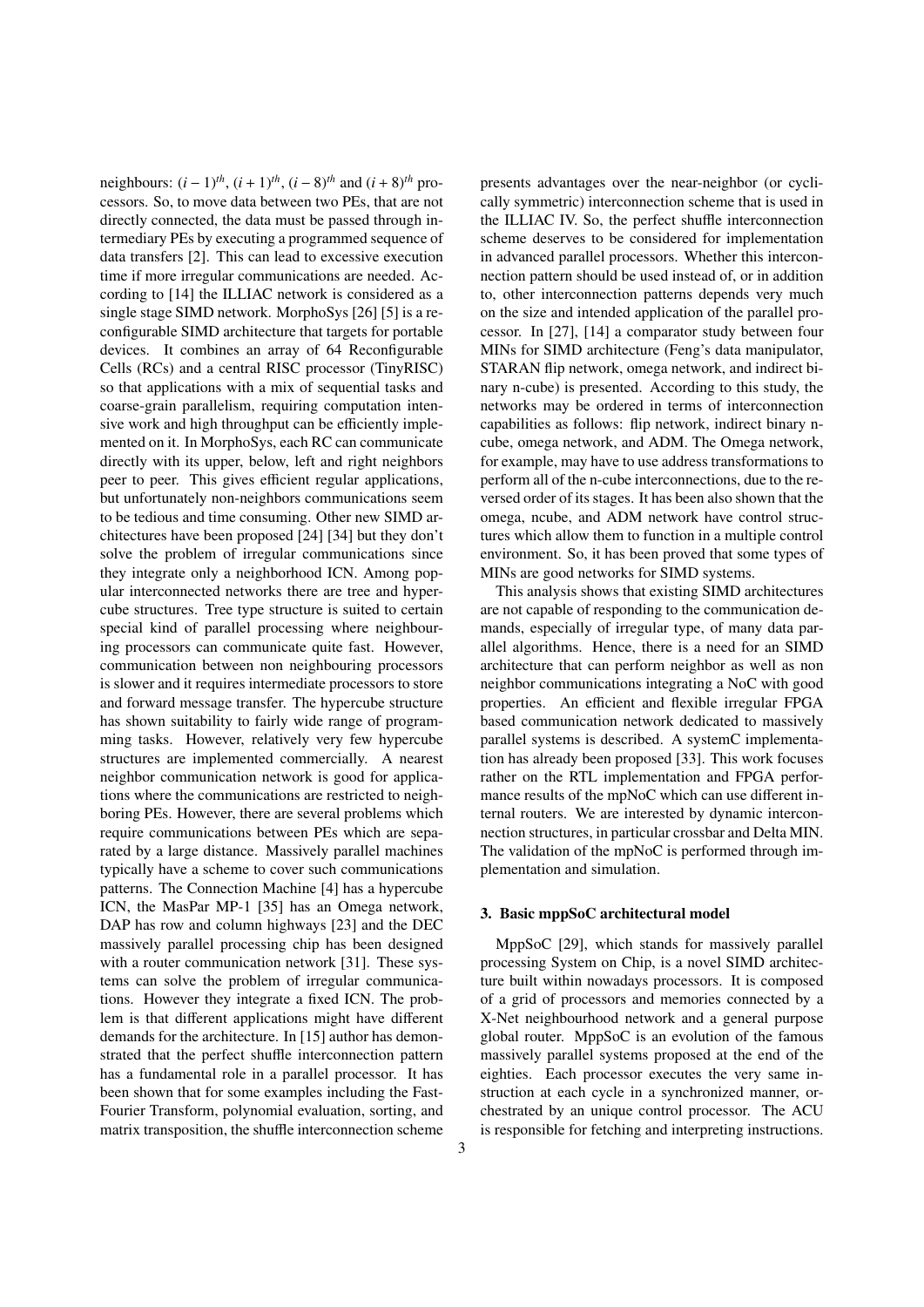neighbours: $(i-1)^{th}$, $(i+1)^{th}$, $(i-8)^{th}$ and $(i+8)^{th}$ processors. So, to move data between two PEs, that are not directly connected, the data must be passed through intermediary PEs by executing a programmed sequence of data transfers [2]. This can lead to excessive execution time if more irregular communications are needed. According to [14] the ILLIAC network is considered as a single stage SIMD network. MorphoSys [26] [5] is a reconfigurable SIMD architecture that targets for portable devices. It combines an array of 64 Reconfigurable Cells (RCs) and a central RISC processor (TinyRISC) so that applications with a mix of sequential tasks and coarse-grain parallelism, requiring computation intensive work and high throughput can be efficiently implemented on it. In MorphoSys, each RC can communicate directly with its upper, below, left and right neighbors peer to peer. This gives efficient regular applications, but unfortunately non-neighbors communications seem to be tedious and time consuming. Other new SIMD architectures have been proposed [24] [34] but they don't solve the problem of irregular communications since they integrate only a neighborhood ICN. Among popular interconnected networks there are tree and hypercube structures. Tree type structure is suited to certain special kind of parallel processing where neighbouring processors can communicate quite fast. However, communication between non neighbouring processors is slower and it requires intermediate processors to store and forward message transfer. The hypercube structure has shown suitability to fairly wide range of programming tasks. However, relatively very few hypercube structures are implemented commercially. A nearest neighbor communication network is good for applications where the communications are restricted to neighboring PEs. However, there are several problems which require communications between PEs which are separated by a large distance. Massively parallel machines typically have a scheme to cover such communications patterns. The Connection Machine [4] has a hypercube ICN, the MasPar MP-1 [35] has an Omega network, DAP has row and column highways [23] and the DEC massively parallel processing chip has been designed with a router communication network [31]. These systems can solve the problem of irregular communications. However they integrate a fixed ICN. The problem is that different applications might have different demands for the architecture. In [15] author has demonstrated that the perfect shuffle interconnection pattern has a fundamental role in a parallel processor. It has been shown that for some examples including the Fast-Fourier Transform, polynomial evaluation, sorting, and matrix transposition, the shuffle interconnection scheme presents advantages over the near-neighbor (or cyclically symmetric) interconnection scheme that is used in the ILLIAC IV. So, the perfect shuffle interconnection scheme deserves to be considered for implementation in advanced parallel processors. Whether this interconnection pattern should be used instead of, or in addition to, other interconnection patterns depends very much on the size and intended application of the parallel processor. In [27], [14] a comparator study between four MINs for SIMD architecture (Feng's data manipulator, STARAN flip network, omega network, and indirect binary n-cube) is presented. According to this study, the networks may be ordered in terms of interconnection capabilities as follows: flip network, indirect binary n-cube, omega network, and ADM. The Omega network, for example, may have to use address transformations to perform all of the n-cube interconnections, due to the reversed order of its stages. It has been also shown that the omega, ncube, and ADM network have control structures which allow them to function in a multiple control environment. So, it has been proved that some types of MINs are good networks for SIMD systems.

This analysis shows that existing SIMD architectures are not capable of responding to the communication demands, especially of irregular type, of many data parallel algorithms. Hence, there is a need for an SIMD architecture that can perform neighbor as well as non neighbor communications integrating a NoC with good properties. An efficient and flexible irregular FPGA based communication network dedicated to massively parallel systems is described. A systemC implementation has already been proposed [33]. This work focuses rather on the RTL implementation and FPGA performance results of the mpNoC which can use different internal routers. We are interested by dynamic interconnection structures, in particular crossbar and Delta MIN. The validation of the mpNoC is performed through implementation and simulation.

### 3. Basic mppSoC architectural model

MppSoC [29], which stands for massively parallel processing System on Chip, is a novel SIMD architecture built within nowadays processors. It is composed of a grid of processors and memories connected by a X-Net neighbourhood network and a general purpose global router. MppSoC is an evolution of the famous massively parallel systems proposed at the end of the eighties. Each processor executes the very same instruction at each cycle in a synchronized manner, orchestrated by an unique control processor. The ACU is responsible for fetching and interpreting instructions.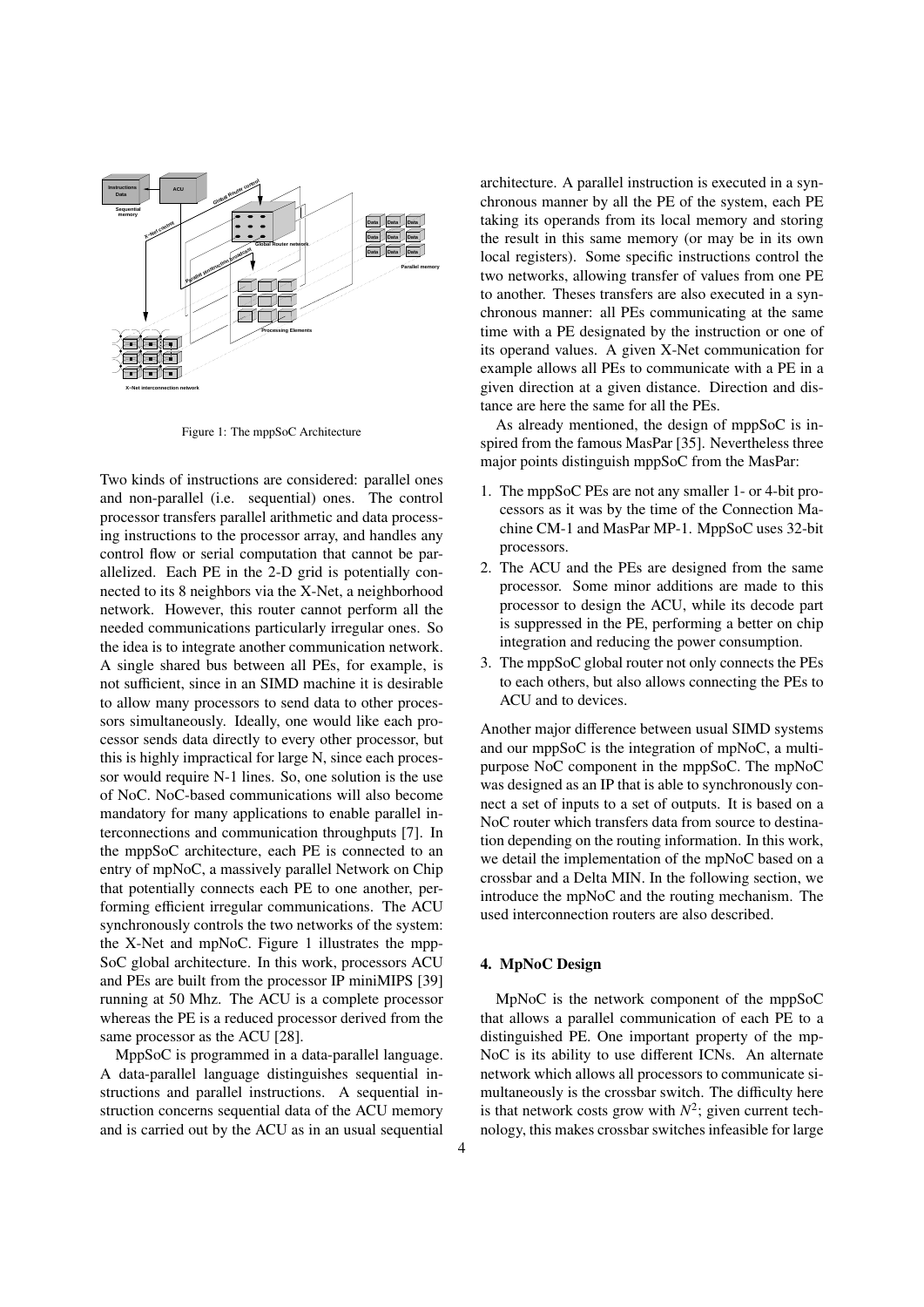Instructions Data

Sequential memory

ACU

Global Router control

X−Net control

Global Router network

Parallel send/receive broadcasts

Data Data Data

Data Data Data

Data Data Data

Parallel memory

Processing Elements

X−Net interconnection network

Figure 1: The mppSoC Architecture

Two kinds of instructions are considered: parallel ones and non-parallel (i.e. sequential) ones. The control processor transfers parallel arithmetic and data processing instructions to the processor array, and handles any control flow or serial computation that cannot be parallelized. Each PE in the 2-D grid is potentially connected to its 8 neighbors via the X-Net, a neighborhood network. However, this router cannot perform all the needed communications particularly irregular ones. So the idea is to integrate another communication network. A single shared bus between all PEs, for example, is not sufficient, since in an SIMD machine it is desirable to allow many processors to send data to other processors simultaneously. Ideally, one would like each processor sends data directly to every other processor, but this is highly impractical for large N, since each processor would require N-1 lines. So, one solution is the use of NoC. NoC-based communications will also become mandatory for many applications to enable parallel interconnections and communication throughputs [7]. In the mppSoC architecture, each PE is connected to an entry of mpNoC, a massively parallel Network on Chip that potentially connects each PE to one another, performing efficient irregular communications. The ACU synchronously controls the two networks of the system: the X-Net and mpNoC. Figure 1 illustrates the mppSoC global architecture. In this work, processors ACU and PEs are built from the processor IP miniMIPS [39] running at 50 Mhz. The ACU is a complete processor whereas the PE is a reduced processor derived from the same processor as the ACU [28].

MppSoC is programmed in a data-parallel language. A data-parallel language distinguishes sequential instructions and parallel instructions. A sequential instruction concerns sequential data of the ACU memory and is carried out by the ACU as in an usual sequential architecture. A parallel instruction is executed in a synchronous manner by all the PE of the system, each PE taking its operands from its local memory and storing the result in this same memory (or may be in its own local registers). Some specific instructions control the two networks, allowing transfer of values from one PE to another. Theses transfers are also executed in a synchronous manner: all PEs communicating at the same time with a PE designated by the instruction or one of its operand values. A given X-Net communication for example allows all PEs to communicate with a PE in a given direction at a given distance. Direction and distance are here the same for all the PEs.

As already mentioned, the design of mppSoC is inspired from the famous MasPar [35]. Nevertheless three major points distinguish mppSoC from the MasPar:

1. The mppSoC PEs are not any smaller 1- or 4-bit processors as it was by the time of the Connection Machine CM-1 and MasPar MP-1. MppSoC uses 32-bit processors.
2. The ACU and the PEs are designed from the same processor. Some minor additions are made to this processor to design the ACU, while its decode part is suppressed in the PE, performing a better on chip integration and reducing the power consumption.
3. The mppSoC global router not only connects the PEs to each others, but also allows connecting the PEs to ACU and to devices.

Another major difference between usual SIMD systems and our mppSoC is the integration of mpNoC, a multipurpose NoC component in the mppSoC. The mpNoC was designed as an IP that is able to synchronously connect a set of inputs to a set of outputs. It is based on a NoC router which transfers data from source to destination depending on the routing information. In this work, we detail the implementation of the mpNoC based on a crossbar and a Delta MIN. In the following section, we introduce the mpNoC and the routing mechanism. The used interconnection routers are also described.

## 4. MpNoC Design

MpNoC is the network component of the mppSoC that allows a parallel communication of each PE to a distinguished PE. One important property of the mpNoC is its ability to use different ICNs. An alternate network which allows all processors to communicate simultaneously is the crossbar switch. The difficulty here is that network costs grow with $N^2$; given current technology, this makes crossbar switches infeasible for large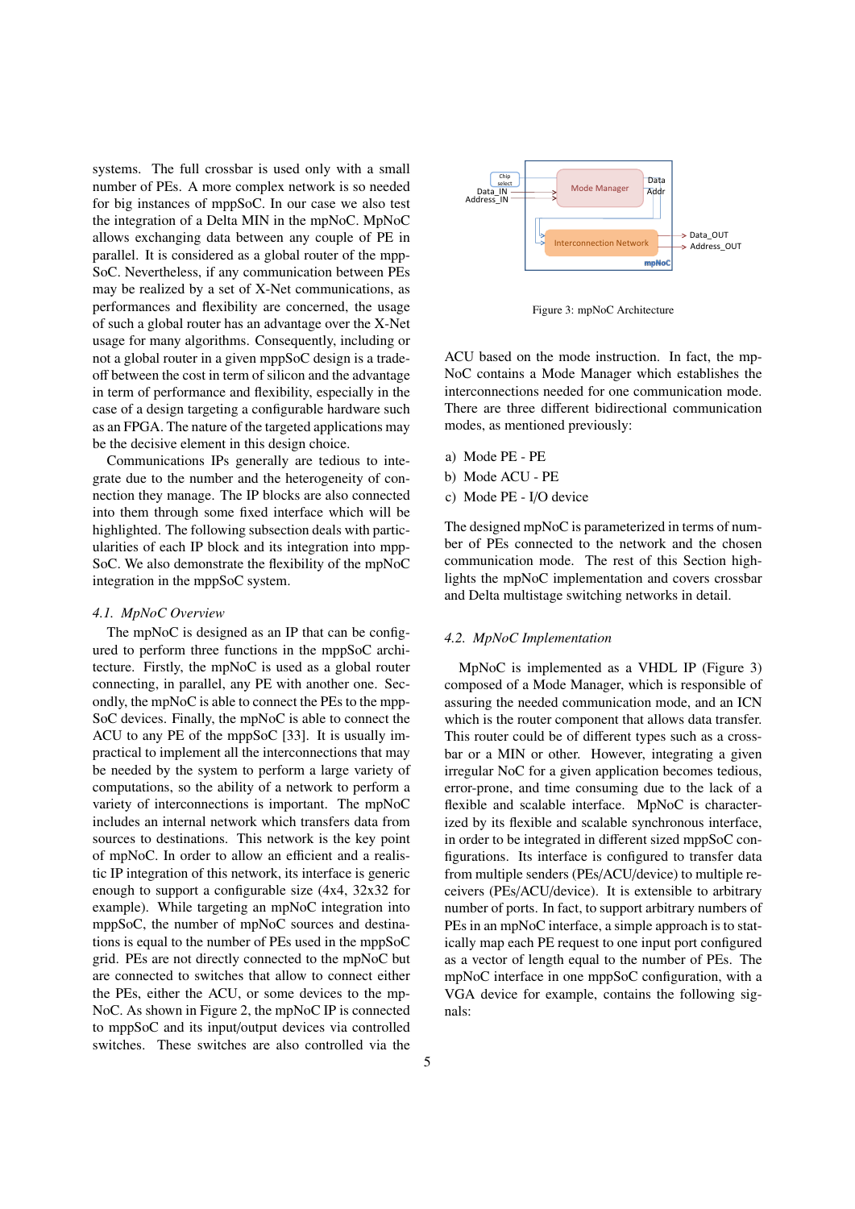systems. The full crossbar is used only with a small number of PEs. A more complex network is so needed for big instances of mppSoC. In our case we also test the integration of a Delta MIN in the mpNoC. MpNoC allows exchanging data between any couple of PE in parallel. It is considered as a global router of the mppSoC. Nevertheless, if any communication between PEs may be realized by a set of X-Net communications, as performances and flexibility are concerned, the usage of such a global router has an advantage over the X-Net usage for many algorithms. Consequently, including or not a global router in a given mppSoC design is a trade-off between the cost in term of silicon and the advantage in term of performance and flexibility, especially in the case of a design targeting a configurable hardware such as an FPGA. The nature of the targeted applications may be the decisive element in this design choice.

Communications IPs generally are tedious to integrate due to the number and the heterogeneity of connection they manage. The IP blocks are also connected into them through some fixed interface which will be highlighted. The following subsection deals with particularities of each IP block and its integration into mppSoC. We also demonstrate the flexibility of the mpNoC integration in the mppSoC system.

### *4.1. MpNoC Overview*

The mpNoC is designed as an IP that can be configured to perform three functions in the mppSoC architecture. Firstly, the mpNoC is used as a global router connecting, in parallel, any PE with another one. Secondly, the mpNoC is able to connect the PEs to the mppSoC devices. Finally, the mpNoC is able to connect the ACU to any PE of the mppSoC [33]. It is usually impractical to implement all the interconnections that may be needed by the system to perform a large variety of computations, so the ability of a network to perform a variety of interconnections is important. The mpNoC includes an internal network which transfers data from sources to destinations. This network is the key point of mpNoC. In order to allow an efficient and a realistic IP integration of this network, its interface is generic enough to support a configurable size (4x4, 32x32 for example). While targeting an mpNoC integration into mppSoC, the number of mpNoC sources and destinations is equal to the number of PEs used in the mppSoC grid. PEs are not directly connected to the mpNoC but are connected to switches that allow to connect either the PEs, either the ACU, or some devices to the mpNoC. As shown in Figure 2, the mpNoC IP is connected to mppSoC and its input/output devices via controlled switches. These switches are also controlled via the

Chip select
Data_IN
Address_IN
Mode Manager
Data
Addr
Interconnection Network
Data_OUT
Address_OUT
mpNoC

Figure 3: mpNoC Architecture

ACU based on the mode instruction. In fact, the mpNoC contains a Mode Manager which establishes the interconnections needed for one communication mode. There are three different bidirectional communication modes, as mentioned previously:

a) Mode PE - PE
b) Mode ACU - PE
c) Mode PE - I/O device

The designed mpNoC is parameterized in terms of number of PEs connected to the network and the chosen communication mode. The rest of this Section highlights the mpNoC implementation and covers crossbar and Delta multistage switching networks in detail.

### *4.2. MpNoC Implementation*

MpNoC is implemented as a VHDL IP (Figure 3) composed of a Mode Manager, which is responsible of assuring the needed communication mode, and an ICN which is the router component that allows data transfer. This router could be of different types such as a crossbar or a MIN or other. However, integrating a given irregular NoC for a given application becomes tedious, error-prone, and time consuming due to the lack of a flexible and scalable interface. MpNoC is characterized by its flexible and scalable synchronous interface, in order to be integrated in different sized mppSoC configurations. Its interface is configured to transfer data from multiple senders (PEs/ACU/device) to multiple receivers (PEs/ACU/device). It is extensible to arbitrary number of ports. In fact, to support arbitrary numbers of PEs in an mpNoC interface, a simple approach is to statically map each PE request to one input port configured as a vector of length equal to the number of PEs. The mpNoC interface in one mppSoC configuration, with a VGA device for example, contains the following signals: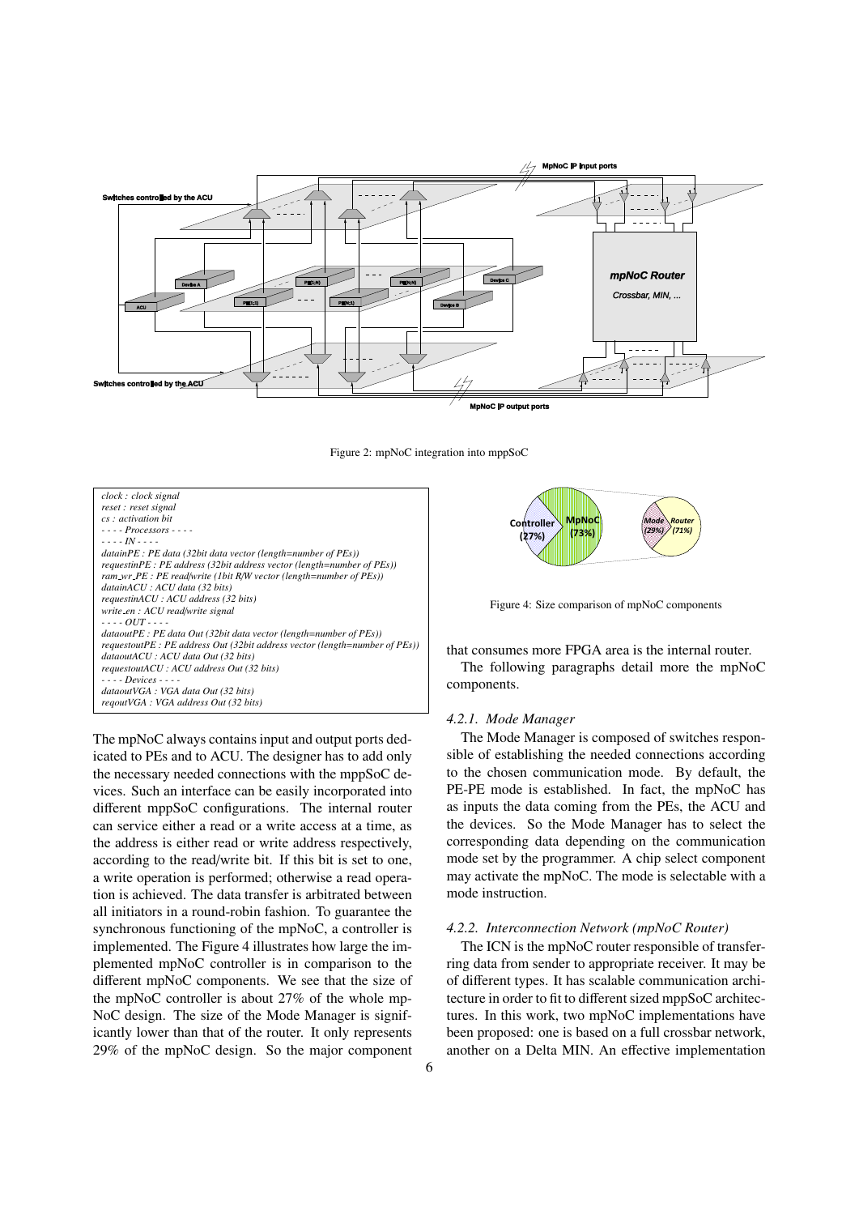Figure 2: mpNoC integration into mppSoC

```
clock : clock signal
reset : reset signal
cs : activation bit
- - - - Processors - - - -
- - - - IN - - - -
datainPE : PE data (32bit data vector (length=number of PEs))
requestinPE : PE address (32bit address vector (length=number of PEs))
ram_wr_PE : PE read/write (1bit R/W vector (length=number of PEs))
datainACU : ACU data (32 bits)
requestinACU : ACU address (32 bits)
write_en : ACU read/write signal
- - - - OUT - - - -
dataoutPE : PE data Out (32bit data vector (length=number of PEs))
requestoutPE : PE address Out (32bit address vector (length=number of PEs))
dataoutACU : ACU data Out (32 bits)
requestoutACU : ACU address Out (32 bits)
- - - - Devices - - - -
dataoutVGA : VGA data Out (32 bits)
reqoutVGA : VGA address Out (32 bits)
```

The mpNoC always contains input and output ports dedicated to PEs and to ACU. The designer has to add only the necessary needed connections with the mppSoC devices. Such an interface can be easily incorporated into different mppSoC configurations. The internal router can service either a read or a write access at a time, as the address is either read or write address respectively, according to the read/write bit. If this bit is set to one, a write operation is performed; otherwise a read operation is achieved. The data transfer is arbitrated between all initiators in a round-robin fashion. To guarantee the synchronous functioning of the mpNoC, a controller is implemented. The Figure 4 illustrates how large the implemented mpNoC controller is in comparison to the different mpNoC components. We see that the size of the mpNoC controller is about 27% of the whole mpNoC design. The size of the Mode Manager is significantly lower than that of the router. It only represents 29% of the mpNoC design. So the major component that consumes more FPGA area is the internal router.

Figure 4: Size comparison of mpNoC components

The following paragraphs detail more the mpNoC components.

#### 4.2.1. Mode Manager

The Mode Manager is composed of switches responsible of establishing the needed connections according to the chosen communication mode. By default, the PE-PE mode is established. In fact, the mpNoC has as inputs the data coming from the PEs, the ACU and the devices. So the Mode Manager has to select the corresponding data depending on the communication mode set by the programmer. A chip select component may activate the mpNoC. The mode is selectable with a mode instruction.

#### 4.2.2. Interconnection Network (mpNoC Router)

The ICN is the mpNoC router responsible of transferring data from sender to appropriate receiver. It may be of different types. It has scalable communication architecture in order to fit to different sized mppSoC architectures. In this work, two mpNoC implementations have been proposed: one is based on a full crossbar network, another on a Delta MIN. An effective implementation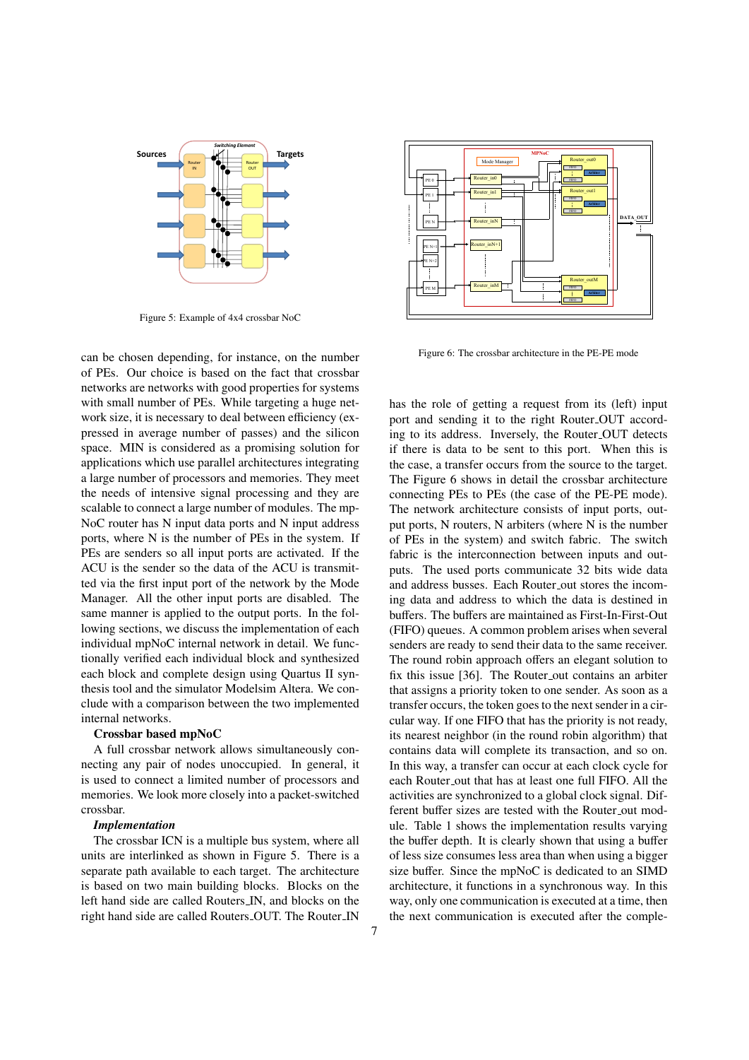Figure 5: Example of 4x4 crossbar NoC

Figure 6: The crossbar architecture in the PE-PE mode

can be chosen depending, for instance, on the number of PEs. Our choice is based on the fact that crossbar networks are networks with good properties for systems with small number of PEs. While targeting a huge network size, it is necessary to deal between efficiency (expressed in average number of passes) and the silicon space. MIN is considered as a promising solution for applications which use parallel architectures integrating a large number of processors and memories. They meet the needs of intensive signal processing and they are scalable to connect a large number of modules. The mpNoC router has N input data ports and N input address ports, where N is the number of PEs in the system. If PEs are senders so all input ports are activated. If the ACU is the sender so the data of the ACU is transmitted via the first input port of the network by the Mode Manager. All the other input ports are disabled. The same manner is applied to the output ports. In the following sections, we discuss the implementation of each individual mpNoC internal network in detail. We functionally verified each individual block and synthesized each block and complete design using Quartus II synthesis tool and the simulator Modelsim Altera. We conclude with a comparison between the two implemented internal networks.

**Crossbar based mpNoC**

A full crossbar network allows simultaneously connecting any pair of nodes unoccupied. In general, it is used to connect a limited number of processors and memories. We look more closely into a packet-switched crossbar.

***Implementation***

The crossbar ICN is a multiple bus system, where all units are interlinked as shown in Figure 5. There is a separate path available to each target. The architecture is based on two main building blocks. Blocks on the left hand side are called Routers_IN, and blocks on the right hand side are called Routers_OUT. The Router_IN has the role of getting a request from its (left) input port and sending it to the right Router_OUT according to its address. Inversely, the Router_OUT detects if there is data to be sent to this port. When this is the case, a transfer occurs from the source to the target. The Figure 6 shows in detail the crossbar architecture connecting PEs to PEs (the case of the PE-PE mode). The network architecture consists of input ports, output ports, N routers, N arbiters (where N is the number of PEs in the system) and switch fabric. The switch fabric is the interconnection between inputs and outputs. The used ports communicate 32 bits wide data and address busses. Each Router_out stores the incoming data and address to which the data is destined in buffers. The buffers are maintained as First-In-First-Out (FIFO) queues. A common problem arises when several senders are ready to send their data to the same receiver. The round robin approach offers an elegant solution to fix this issue [36]. The Router_out contains an arbiter that assigns a priority token to one sender. As soon as a transfer occurs, the token goes to the next sender in a circular way. If one FIFO that has the priority is not ready, its nearest neighbor (in the round robin algorithm) that contains data will complete its transaction, and so on. In this way, a transfer can occur at each clock cycle for each Router_out that has at least one full FIFO. All the activities are synchronized to a global clock signal. Different buffer sizes are tested with the Router_out module. Table 1 shows the implementation results varying the buffer depth. It is clearly shown that using a buffer of less size consumes less area than when using a bigger size buffer. Since the mpNoC is dedicated to an SIMD architecture, it functions in a synchronous way. In this way, only one communication is executed at a time, then the next communication is executed after the comple-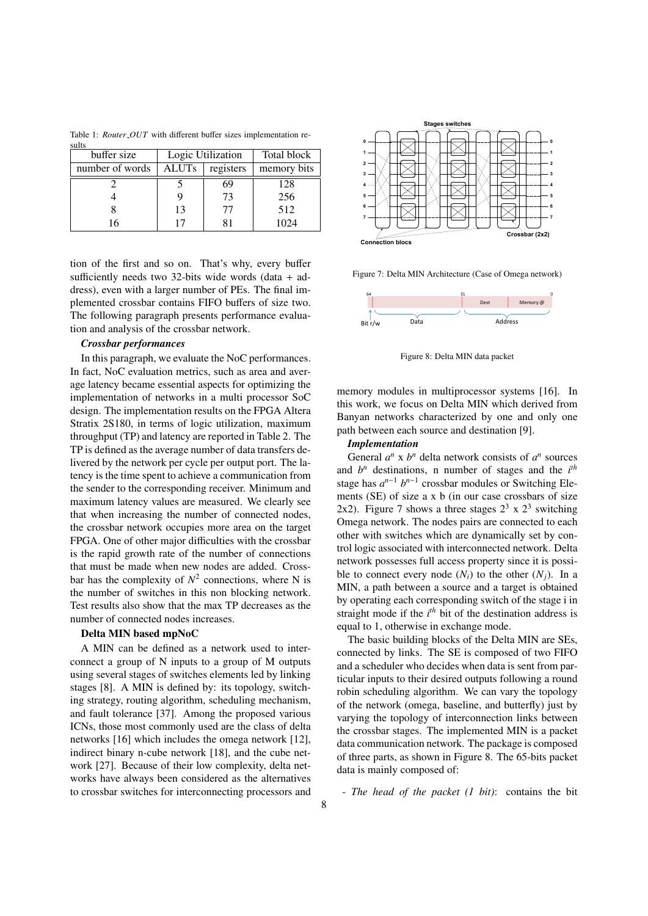Table 1: *Router_OUT* with different buffer sizes implementation results

| buffer size | Logic Utilization | | Total block |
|---|---|---|---|
| number of words | ALUTs | registers | memory bits |
| 2 | 5 | 69 | 128 |
| 4 | 9 | 73 | 256 |
| 8 | 13 | 77 | 512 |
| 16 | 17 | 81 | 1024 |

tion of the first and so on. That's why, every buffer sufficiently needs two 32-bits wide words (data + address), even with a larger number of PEs. The final implemented crossbar contains FIFO buffers of size two. The following paragraph presents performance evaluation and analysis of the crossbar network.

***Crossbar performances***

In this paragraph, we evaluate the NoC performances. In fact, NoC evaluation metrics, such as area and average latency became essential aspects for optimizing the implementation of networks in a multi processor SoC design. The implementation results on the FPGA Altera Stratix 2S180, in terms of logic utilization, maximum throughput (TP) and latency are reported in Table 2. The TP is defined as the average number of data transfers delivered by the network per cycle per output port. The latency is the time spent to achieve a communication from the sender to the corresponding receiver. Minimum and maximum latency values are measured. We clearly see that when increasing the number of connected nodes, the crossbar network occupies more area on the target FPGA. One of other major difficulties with the crossbar is the rapid growth rate of the number of connections that must be made when new nodes are added. Crossbar has the complexity of $N^2$ connections, where N is the number of switches in this non blocking network. Test results also show that the max TP decreases as the number of connected nodes increases.

**Delta MIN based mpNoC**

A MIN can be defined as a network used to interconnect a group of N inputs to a group of M outputs using several stages of switches elements led by linking stages [8]. A MIN is defined by: its topology, switching strategy, routing algorithm, scheduling mechanism, and fault tolerance [37]. Among the proposed various ICNs, those most commonly used are the class of delta networks [16] which includes the omega network [12], indirect binary n-cube network [18], and the cube network [27]. Because of their low complexity, delta networks have always been considered as the alternatives to crossbar switches for interconnecting processors and memory modules in multiprocessor systems [16]. In this work, we focus on Delta MIN which derived from Banyan networks characterized by one and only one path between each source and destination [9].

Figure 7: Delta MIN Architecture (Case of Omega network)

Figure 8: Delta MIN data packet

***Implementation***

General $a^n$ x $b^n$ delta network consists of $a^n$ sources and $b^n$ destinations, n number of stages and the $i^{th}$ stage has $a^{n-1}$ $b^{n-1}$ crossbar modules or Switching Elements (SE) of size a x b (in our case crossbars of size 2x2). Figure 7 shows a three stages $2^3$ x $2^3$ switching Omega network. The nodes pairs are connected to each other with switches which are dynamically set by control logic associated with interconnected network. Delta network possesses full access property since it is possible to connect every node ($N_i$) to the other ($N_j$). In a MIN, a path between a source and a target is obtained by operating each corresponding switch of the stage i in straight mode if the $i^{th}$ bit of the destination address is equal to 1, otherwise in exchange mode.

The basic building blocks of the Delta MIN are SEs, connected by links. The SE is composed of two FIFO and a scheduler who decides when data is sent from particular inputs to their desired outputs following a round robin scheduling algorithm. We can vary the topology of the network (omega, baseline, and butterfly) just by varying the topology of interconnection links between the crossbar stages. The implemented MIN is a packet data communication network. The package is composed of three parts, as shown in Figure 8. The 65-bits packet data is mainly composed of:

- *The head of the packet (1 bit)*: contains the bit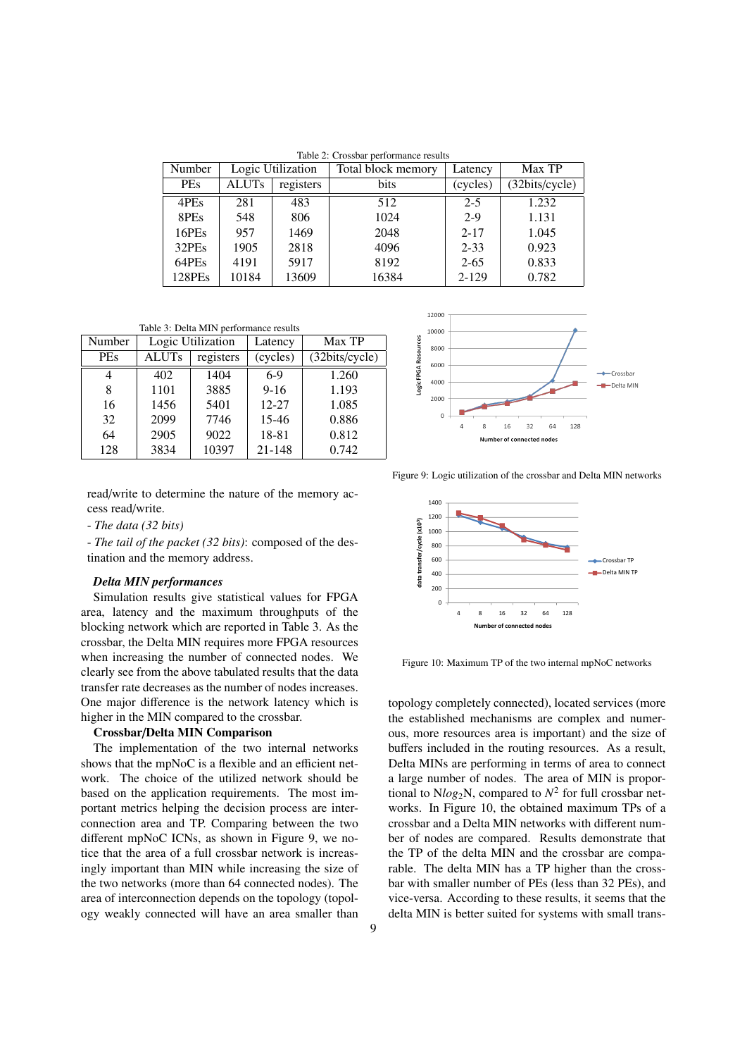Table 2: Crossbar performance results

| Number | Logic Utilization | | Total block memory | Latency | Max TP |
|---|---|---|---|---|---|
| PEs | ALUTs | registers | bits | (cycles) | (32bits/cycle) |
| 4PEs | 281 | 483 | 512 | 2-5 | 1.232 |
| 8PEs | 548 | 806 | 1024 | 2-9 | 1.131 |
| 16PEs | 957 | 1469 | 2048 | 2-17 | 1.045 |
| 32PEs | 1905 | 2818 | 4096 | 2-33 | 0.923 |
| 64PEs | 4191 | 5917 | 8192 | 2-65 | 0.833 |
| 128PEs | 10184 | 13609 | 16384 | 2-129 | 0.782 |

Table 3: Delta MIN performance results

| Number | Logic Utilization | | Latency | Max TP |
|---|---|---|---|---|
| PEs | ALUTs | registers | (cycles) | (32bits/cycle) |
| 4 | 402 | 1404 | 6-9 | 1.260 |
| 8 | 1101 | 3885 | 9-16 | 1.193 |
| 16 | 1456 | 5401 | 12-27 | 1.085 |
| 32 | 2099 | 7746 | 15-46 | 0.886 |
| 64 | 2905 | 9022 | 18-81 | 0.812 |
| 128 | 3834 | 10397 | 21-148 | 0.742 |

Figure 9: Logic utilization of the crossbar and Delta MIN networks

Figure 10: Maximum TP of the two internal mpNoC networks

read/write to determine the nature of the memory access read/write.

*- The data (32 bits)*

*- The tail of the packet (32 bits)*: composed of the destination and the memory address.

***Delta MIN performances***

Simulation results give statistical values for FPGA area, latency and the maximum throughputs of the blocking network which are reported in Table 3. As the crossbar, the Delta MIN requires more FPGA resources when increasing the number of connected nodes. We clearly see from the above tabulated results that the data transfer rate decreases as the number of nodes increases. One major difference is the network latency which is higher in the MIN compared to the crossbar.

**Crossbar/Delta MIN Comparison**

The implementation of the two internal networks shows that the mpNoC is a flexible and an efficient network. The choice of the utilized network should be based on the application requirements. The most important metrics helping the decision process are interconnection area and TP. Comparing between the two different mpNoC ICNs, as shown in Figure 9, we notice that the area of a full crossbar network is increasingly important than MIN while increasing the size of the two networks (more than 64 connected nodes). The area of interconnection depends on the topology (topology weakly connected will have an area smaller than topology completely connected), located services (more the established mechanisms are complex and numerous, more resources area is important) and the size of buffers included in the routing resources. As a result, Delta MINs are performing in terms of area to connect a large number of nodes. The area of MIN is proportional to N$log_2$N, compared to $N^2$ for full crossbar networks. In Figure 10, the obtained maximum TPs of a crossbar and a Delta MIN networks with different number of nodes are compared. Results demonstrate that the TP of the delta MIN and the crossbar are comparable. The delta MIN has a TP higher than the crossbar with smaller number of PEs (less than 32 PEs), and vice-versa. According to these results, it seems that the delta MIN is better suited for systems with small trans-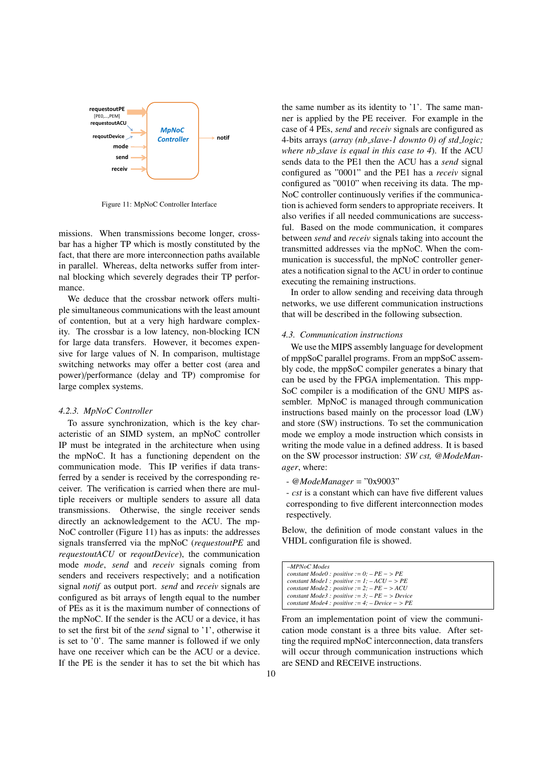requestoutPE [PE0,...,PEM] requestoutACU reqoutDevice mode send receiv MpNoC Controller notif

Figure 11: MpNoC Controller Interface

missions. When transmissions become longer, crossbar has a higher TP which is mostly constituted by the fact, that there are more interconnection paths available in parallel. Whereas, delta networks suffer from internal blocking which severely degrades their TP performance.

We deduce that the crossbar network offers multiple simultaneous communications with the least amount of contention, but at a very high hardware complexity. The crossbar is a low latency, non-blocking ICN for large data transfers. However, it becomes expensive for large values of N. In comparison, multistage switching networks may offer a better cost (area and power)/performance (delay and TP) compromise for large complex systems.

### 4.2.3. MpNoC Controller

To assure synchronization, which is the key characteristic of an SIMD system, an mpNoC controller IP must be integrated in the architecture when using the mpNoC. It has a functioning dependent on the communication mode. This IP verifies if data transferred by a sender is received by the corresponding receiver. The verification is carried when there are multiple receivers or multiple senders to assure all data transmissions. Otherwise, the single receiver sends directly an acknowledgement to the ACU. The mpNoC controller (Figure 11) has as inputs: the addresses signals transferred via the mpNoC (*requestoutPE* and *requestoutACU* or *reqoutDevice*), the communication mode *mode*, *send* and *receiv* signals coming from senders and receivers respectively; and a notification signal *notif* as output port. *send* and *receiv* signals are configured as bit arrays of length equal to the number of PEs as it is the maximum number of connections of the mpNoC. If the sender is the ACU or a device, it has to set the first bit of the *send* signal to '1', otherwise it is set to '0'. The same manner is followed if we only have one receiver which can be the ACU or a device. If the PE is the sender it has to set the bit which has the same number as its identity to '1'. The same manner is applied by the PE receiver. For example in the case of 4 PEs, *send* and *receiv* signals are configured as 4-bits arrays (*array (nb_slave-1 downto 0) of std_logic; where nb_slave is equal in this case to 4*). If the ACU sends data to the PE1 then the ACU has a *send* signal configured as "0001" and the PE1 has a *receiv* signal configured as "0010" when receiving its data. The mpNoC controller continuously verifies if the communication is achieved form senders to appropriate receivers. It also verifies if all needed communications are successful. Based on the mode communication, it compares between *send* and *receiv* signals taking into account the transmitted addresses via the mpNoC. When the communication is successful, the mpNoC controller generates a notification signal to the ACU in order to continue executing the remaining instructions.

In order to allow sending and receiving data through networks, we use different communication instructions that will be described in the following subsection.

## 4.3. Communication instructions

We use the MIPS assembly language for development of mppSoC parallel programs. From an mppSoC assembly code, the mppSoC compiler generates a binary that can be used by the FPGA implementation. This mppSoC compiler is a modification of the GNU MIPS assembler. MpNoC is managed through communication instructions based mainly on the processor load (LW) and store (SW) instructions. To set the communication mode we employ a mode instruction which consists in writing the mode value in a defined address. It is based on the SW processor instruction: *SW cst, @ModeManager*, where:

- *@ModeManager* = "0x9003"
- *cst* is a constant which can have five different values corresponding to five different interconnection modes respectively.

Below, the definition of mode constant values in the VHDL configuration file is showed.

```
–MPNoC Modes
constant Mode0 : positive := 0; – PE − > PE
constant Mode1 : positive := 1; – ACU − > PE
constant Mode2 : positive := 2; – PE − > ACU
constant Mode3 : positive := 3; – PE − > Device
constant Mode4 : positive := 4; – Device − > PE
```

From an implementation point of view the communication mode constant is a three bits value. After setting the required mpNoC interconnection, data transfers will occur through communication instructions which are SEND and RECEIVE instructions.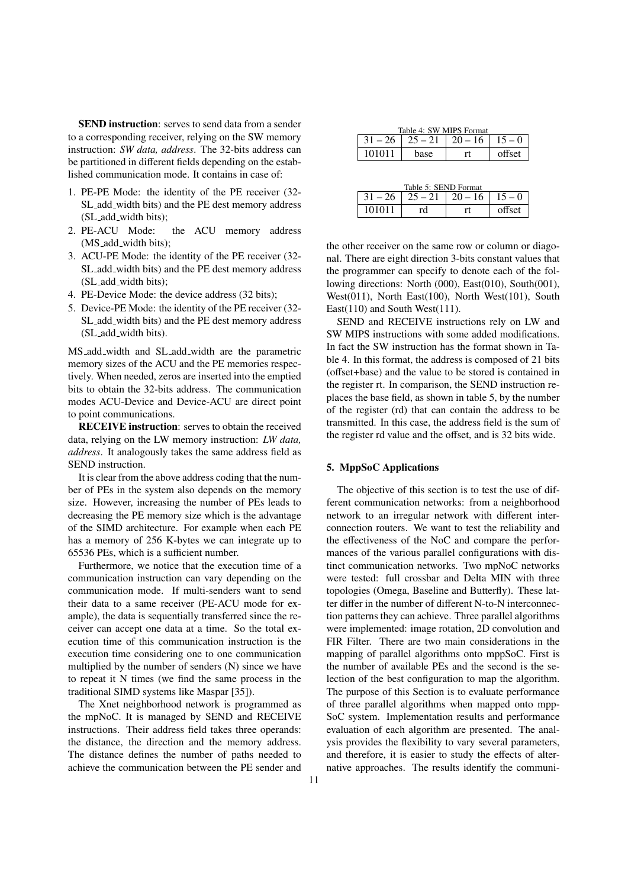**SEND instruction**: serves to send data from a sender to a corresponding receiver, relying on the SW memory instruction: *SW data, address*. The 32-bits address can be partitioned in different fields depending on the established communication mode. It contains in case of:

1. PE-PE Mode: the identity of the PE receiver (32-SL_add_width bits) and the PE dest memory address (SL_add_width bits);
2. PE-ACU Mode: the ACU memory address (MS_add_width bits);
3. ACU-PE Mode: the identity of the PE receiver (32-SL_add_width bits) and the PE dest memory address (SL_add_width bits);
4. PE-Device Mode: the device address (32 bits);
5. Device-PE Mode: the identity of the PE receiver (32-SL_add_width bits) and the PE dest memory address (SL_add_width bits).

MS_add_width and SL_add_width are the parametric memory sizes of the ACU and the PE memories respectively. When needed, zeros are inserted into the emptied bits to obtain the 32-bits address. The communication modes ACU-Device and Device-ACU are direct point to point communications.

**RECEIVE instruction**: serves to obtain the received data, relying on the LW memory instruction: *LW data, address*. It analogously takes the same address field as SEND instruction.

It is clear from the above address coding that the number of PEs in the system also depends on the memory size. However, increasing the number of PEs leads to decreasing the PE memory size which is the advantage of the SIMD architecture. For example when each PE has a memory of 256 K-bytes we can integrate up to 65536 PEs, which is a sufficient number.

Furthermore, we notice that the execution time of a communication instruction can vary depending on the communication mode. If multi-senders want to send their data to a same receiver (PE-ACU mode for example), the data is sequentially transferred since the receiver can accept one data at a time. So the total execution time of this communication instruction is the execution time considering one to one communication multiplied by the number of senders (N) since we have to repeat it N times (we find the same process in the traditional SIMD systems like Maspar [35]).

The Xnet neighborhood network is programmed as the mpNoC. It is managed by SEND and RECEIVE instructions. Their address field takes three operands: the distance, the direction and the memory address. The distance defines the number of paths needed to achieve the communication between the PE sender and the other receiver on the same row or column or diagonal. There are eight direction 3-bits constant values that the programmer can specify to denote each of the following directions: North (000), East(010), South(001), West(011), North East(100), North West(101), South East(110) and South West(111).

Table 4: SW MIPS Format

| 31 – 26 | 25 – 21 | 20 – 16 | 15 – 0 |
|---|---|---|---|
| 101011 | base | rt | offset |

Table 5: SEND Format

| 31 – 26 | 25 – 21 | 20 – 16 | 15 – 0 |
|---|---|---|---|
| 101011 | rd | rt | offset |

SEND and RECEIVE instructions rely on LW and SW MIPS instructions with some added modifications. In fact the SW instruction has the format shown in Table 4. In this format, the address is composed of 21 bits (offset+base) and the value to be stored is contained in the register rt. In comparison, the SEND instruction replaces the base field, as shown in table 5, by the number of the register (rd) that can contain the address to be transmitted. In this case, the address field is the sum of the register rd value and the offset, and is 32 bits wide.

## 5. MppSoC Applications

The objective of this section is to test the use of different communication networks: from a neighborhood network to an irregular network with different interconnection routers. We want to test the reliability and the effectiveness of the NoC and compare the performances of the various parallel configurations with distinct communication networks. Two mpNoC networks were tested: full crossbar and Delta MIN with three topologies (Omega, Baseline and Butterfly). These latter differ in the number of different N-to-N interconnection patterns they can achieve. Three parallel algorithms were implemented: image rotation, 2D convolution and FIR Filter. There are two main considerations in the mapping of parallel algorithms onto mppSoC. First is the number of available PEs and the second is the selection of the best configuration to map the algorithm. The purpose of this Section is to evaluate performance of three parallel algorithms when mapped onto mppSoC system. Implementation results and performance evaluation of each algorithm are presented. The analysis provides the flexibility to vary several parameters, and therefore, it is easier to study the effects of alternative approaches. The results identify the communi-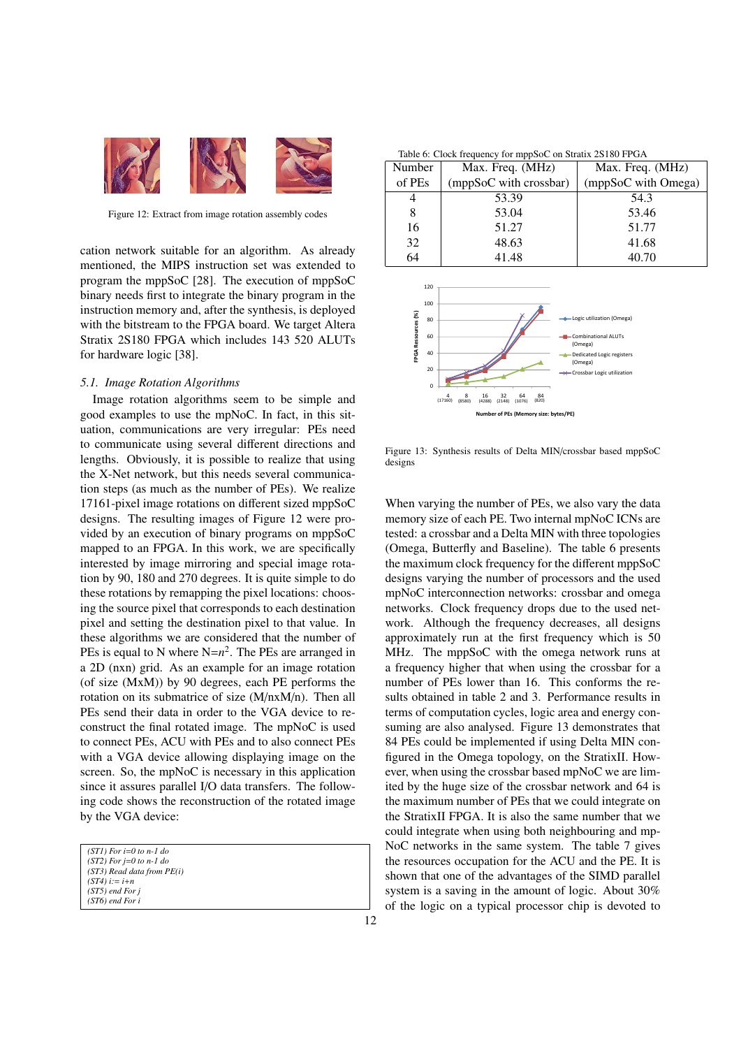Figure 12: Extract from image rotation assembly codes

cation network suitable for an algorithm. As already mentioned, the MIPS instruction set was extended to program the mppSoC [28]. The execution of mppSoC binary needs first to integrate the binary program in the instruction memory and, after the synthesis, is deployed with the bitstream to the FPGA board. We target Altera Stratix 2S180 FPGA which includes 143 520 ALUTs for hardware logic [38].

### 5.1. Image Rotation Algorithms

Image rotation algorithms seem to be simple and good examples to use the mpNoC. In fact, in this situation, communications are very irregular: PEs need to communicate using several different directions and lengths. Obviously, it is possible to realize that using the X-Net network, but this needs several communication steps (as much as the number of PEs). We realize 17161-pixel image rotations on different sized mppSoC designs. The resulting images of Figure 12 were provided by an execution of binary programs on mppSoC mapped to an FPGA. In this work, we are specifically interested by image mirroring and special image rotation by 90, 180 and 270 degrees. It is quite simple to do these rotations by remapping the pixel locations: choosing the source pixel that corresponds to each destination pixel and setting the destination pixel to that value. In these algorithms we are considered that the number of PEs is equal to N where N=$n^2$. The PEs are arranged in a 2D (nxn) grid. As an example for an image rotation (of size (MxM)) by 90 degrees, each PE performs the rotation on its submatrice of size (M/nxM/n). Then all PEs send their data in order to the VGA device to reconstruct the final rotated image. The mpNoC is used to connect PEs, ACU with PEs and to also connect PEs with a VGA device allowing displaying image on the screen. So, the mpNoC is necessary in this application since it assures parallel I/O data transfers. The following code shows the reconstruction of the rotated image by the VGA device:

```
(ST1) For i=0 to n-1 do
(ST2) For j=0 to n-1 do
(ST3) Read data from PE(i)
(ST4) i:= i+n
(ST5) end For j
(ST6) end For i
```

Table 6: Clock frequency for mppSoC on Stratix 2S180 FPGA

| Number of PEs | Max. Freq. (MHz) (mppSoC with crossbar) | Max. Freq. (MHz) (mppSoC with Omega) |
|---|---|---|
| 4 | 53.39 | 54.3 |
| 8 | 53.04 | 53.46 |
| 16 | 51.27 | 51.77 |
| 32 | 48.63 | 41.68 |
| 64 | 41.48 | 40.70 |

Figure 13: Synthesis results of Delta MIN/crossbar based mppSoC designs

When varying the number of PEs, we also vary the data memory size of each PE. Two internal mpNoC ICNs are tested: a crossbar and a Delta MIN with three topologies (Omega, Butterfly and Baseline). The table 6 presents the maximum clock frequency for the different mppSoC designs varying the number of processors and the used mpNoC interconnection networks: crossbar and omega networks. Clock frequency drops due to the used network. Although the frequency decreases, all designs approximately run at the first frequency which is 50 MHz. The mppSoC with the omega network runs at a frequency higher that when using the crossbar for a number of PEs lower than 16. This conforms the results obtained in table 2 and 3. Performance results in terms of computation cycles, logic area and energy consuming are also analysed. Figure 13 demonstrates that 84 PEs could be implemented if using Delta MIN configured in the Omega topology, on the StratixII. However, when using the crossbar based mpNoC we are limited by the huge size of the crossbar network and 64 is the maximum number of PEs that we could integrate on the StratixII FPGA. It is also the same number that we could integrate when using both neighbouring and mpNoC networks in the same system. The table 7 gives the resources occupation for the ACU and the PE. It is shown that one of the advantages of the SIMD parallel system is a saving in the amount of logic. About 30% of the logic on a typical processor chip is devoted to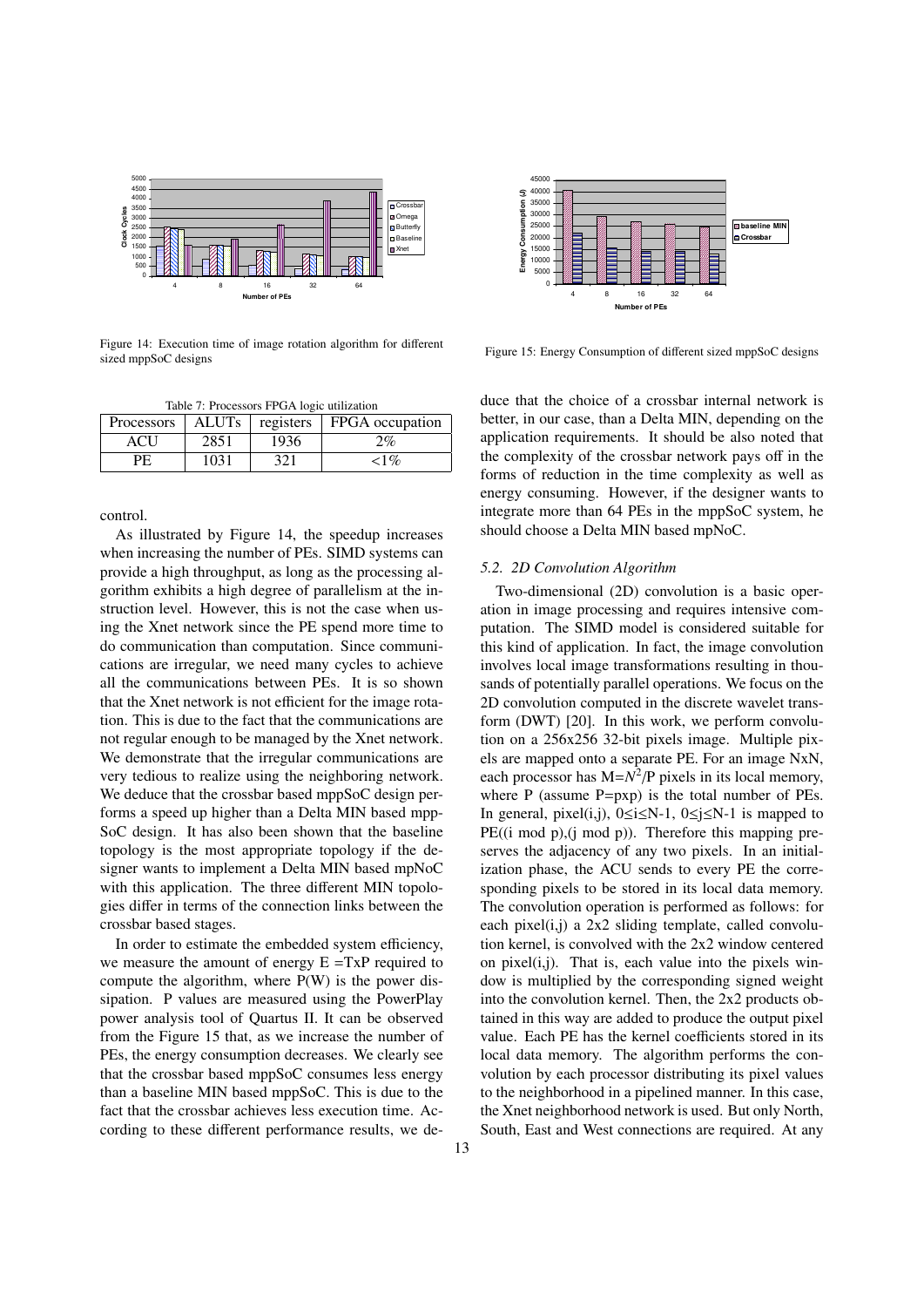Figure 14: Execution time of image rotation algorithm for different sized mppSoC designs

Figure 15: Energy Consumption of different sized mppSoC designs

Table 7: Processors FPGA logic utilization

| Processors | ALUTs | registers | FPGA occupation |
|---|---|---|---|
| ACU | 2851 | 1936 | 2% |
| PE | 1031 | 321 | <1% |

control.

As illustrated by Figure 14, the speedup increases when increasing the number of PEs. SIMD systems can provide a high throughput, as long as the processing algorithm exhibits a high degree of parallelism at the instruction level. However, this is not the case when using the Xnet network since the PE spend more time to do communication than computation. Since communications are irregular, we need many cycles to achieve all the communications between PEs. It is so shown that the Xnet network is not efficient for the image rotation. This is due to the fact that the communications are not regular enough to be managed by the Xnet network. We demonstrate that the irregular communications are very tedious to realize using the neighboring network. We deduce that the crossbar based mppSoC design performs a speed up higher than a Delta MIN based mppSoC design. It has also been shown that the baseline topology is the most appropriate topology if the designer wants to implement a Delta MIN based mpNoC with this application. The three different MIN topologies differ in terms of the connection links between the crossbar based stages.

In order to estimate the embedded system efficiency, we measure the amount of energy E =TxP required to compute the algorithm, where P(W) is the power dissipation. P values are measured using the PowerPlay power analysis tool of Quartus II. It can be observed from the Figure 15 that, as we increase the number of PEs, the energy consumption decreases. We clearly see that the crossbar based mppSoC consumes less energy than a baseline MIN based mppSoC. This is due to the fact that the crossbar achieves less execution time. According to these different performance results, we deduce that the choice of a crossbar internal network is better, in our case, than a Delta MIN, depending on the application requirements. It should be also noted that the complexity of the crossbar network pays off in the forms of reduction in the time complexity as well as energy consuming. However, if the designer wants to integrate more than 64 PEs in the mppSoC system, he should choose a Delta MIN based mpNoC.

### *5.2. 2D Convolution Algorithm*

Two-dimensional (2D) convolution is a basic operation in image processing and requires intensive computation. The SIMD model is considered suitable for this kind of application. In fact, the image convolution involves local image transformations resulting in thousands of potentially parallel operations. We focus on the 2D convolution computed in the discrete wavelet transform (DWT) [20]. In this work, we perform convolution on a 256x256 32-bit pixels image. Multiple pixels are mapped onto a separate PE. For an image NxN, each processor has M=$N^2$/P pixels in its local memory, where P (assume P=pxp) is the total number of PEs. In general, pixel(i,j), $0 \le i \le N-1$, $0 \le j \le N-1$ is mapped to PE((i mod p),(j mod p)). Therefore this mapping preserves the adjacency of any two pixels. In an initialization phase, the ACU sends to every PE the corresponding pixels to be stored in its local data memory. The convolution operation is performed as follows: for each pixel(i,j) a 2x2 sliding template, called convolution kernel, is convolved with the 2x2 window centered on pixel(i,j). That is, each value into the pixels window is multiplied by the corresponding signed weight into the convolution kernel. Then, the 2x2 products obtained in this way are added to produce the output pixel value. Each PE has the kernel coefficients stored in its local data memory. The algorithm performs the convolution by each processor distributing its pixel values to the neighborhood in a pipelined manner. In this case, the Xnet neighborhood network is used. But only North, South, East and West connections are required. At any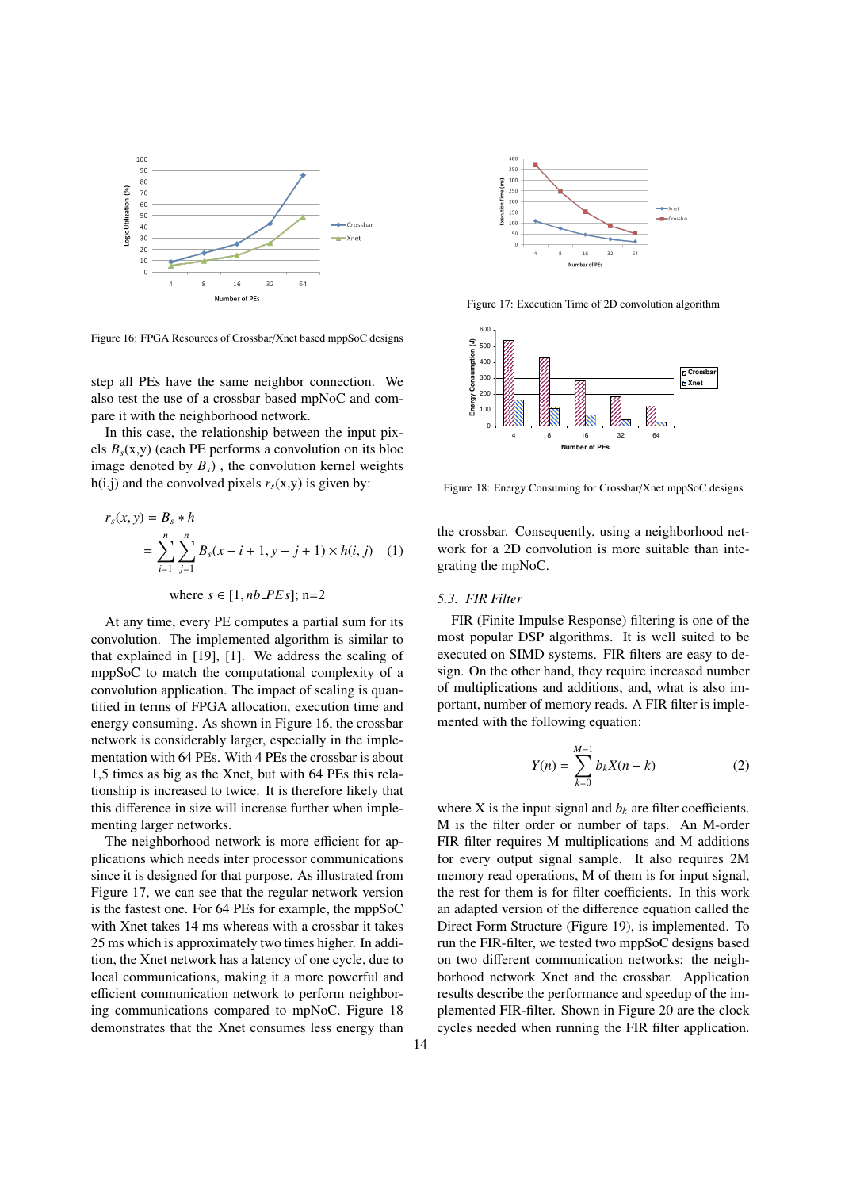Figure 16: FPGA Resources of Crossbar/Xnet based mppSoC designs

Figure 17: Execution Time of 2D convolution algorithm

Figure 18: Energy Consuming for Crossbar/Xnet mppSoC designs

step all PEs have the same neighbor connection. We also test the use of a crossbar based mpNoC and compare it with the neighborhood network.

In this case, the relationship between the input pixels $B_s(x,y)$ (each PE performs a convolution on its bloc image denoted by $B_s$) , the convolution kernel weights h(i,j) and the convolved pixels $r_s(x,y)$ is given by:

$$
\begin{aligned}
r_s(x,y) &= B_s * h \\
&= \sum_{i=1}^{n} \sum_{j=1}^{n} B_s(x-i+1, y-j+1) \times h(i,j) \quad (1)
\end{aligned}
$$

where $s \in [1, nb\_PEs]$; n=2

At any time, every PE computes a partial sum for its convolution. The implemented algorithm is similar to that explained in [19], [1]. We address the scaling of mppSoC to match the computational complexity of a convolution application. The impact of scaling is quantified in terms of FPGA allocation, execution time and energy consuming. As shown in Figure 16, the crossbar network is considerably larger, especially in the implementation with 64 PEs. With 4 PEs the crossbar is about 1,5 times as big as the Xnet, but with 64 PEs this relationship is increased to twice. It is therefore likely that this difference in size will increase further when implementing larger networks.

The neighborhood network is more efficient for applications which needs inter processor communications since it is designed for that purpose. As illustrated from Figure 17, we can see that the regular network version is the fastest one. For 64 PEs for example, the mppSoC with Xnet takes 14 ms whereas with a crossbar it takes 25 ms which is approximately two times higher. In addition, the Xnet network has a latency of one cycle, due to local communications, making it a more powerful and efficient communication network to perform neighboring communications compared to mpNoC. Figure 18 demonstrates that the Xnet consumes less energy than the crossbar. Consequently, using a neighborhood network for a 2D convolution is more suitable than integrating the mpNoC.

### 5.3. FIR Filter

FIR (Finite Impulse Response) filtering is one of the most popular DSP algorithms. It is well suited to be executed on SIMD systems. FIR filters are easy to design. On the other hand, they require increased number of multiplications and additions, and, what is also important, number of memory reads. A FIR filter is implemented with the following equation:

$$
Y(n) = \sum_{k=0}^{M-1} b_k X(n-k) \quad (2)
$$

where X is the input signal and $b_k$ are filter coefficients. M is the filter order or number of taps. An M-order FIR filter requires M multiplications and M additions for every output signal sample. It also requires 2M memory read operations, M of them is for input signal, the rest for them is for filter coefficients. In this work an adapted version of the difference equation called the Direct Form Structure (Figure 19), is implemented. To run the FIR-filter, we tested two mppSoC designs based on two different communication networks: the neighborhood network Xnet and the crossbar. Application results describe the performance and speedup of the implemented FIR-filter. Shown in Figure 20 are the clock cycles needed when running the FIR filter application.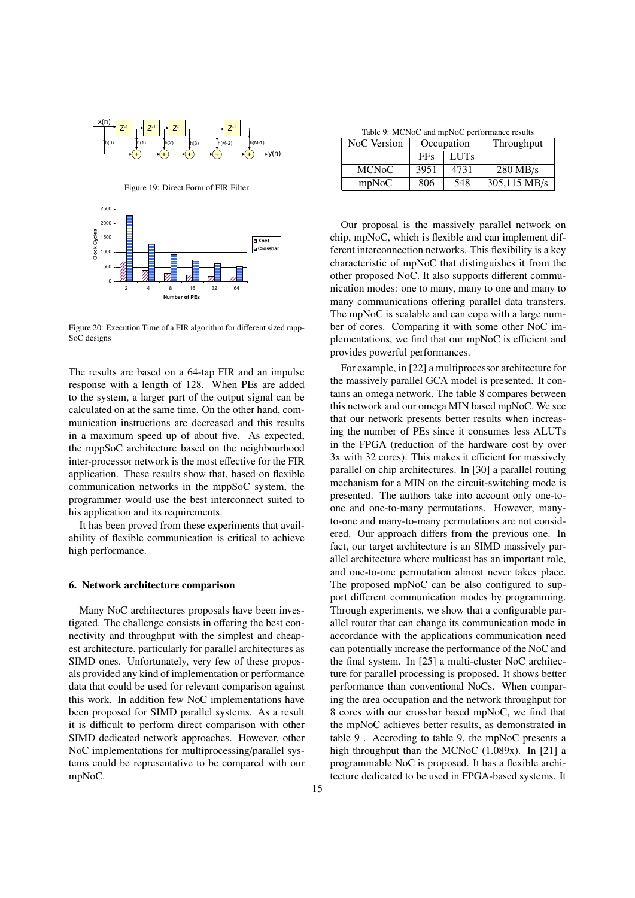Figure 19: Direct Form of FIR Filter

Figure 20: Execution Time of a FIR algorithm for different sized mppSoC designs

The results are based on a 64-tap FIR and an impulse response with a length of 128. When PEs are added to the system, a larger part of the output signal can be calculated on at the same time. On the other hand, communication instructions are decreased and this results in a maximum speed up of about five. As expected, the mppSoC architecture based on the neighbourhood inter-processor network is the most effective for the FIR application. These results show that, based on flexible communication networks in the mppSoC system, the programmer would use the best interconnect suited to his application and its requirements.

It has been proved from these experiments that availability of flexible communication is critical to achieve high performance.

### 6. Network architecture comparison

Many NoC architectures proposals have been investigated. The challenge consists in offering the best connectivity and throughput with the simplest and cheapest architecture, particularly for parallel architectures as SIMD ones. Unfortunately, very few of these proposals provided any kind of implementation or performance data that could be used for relevant comparison against this work. In addition few NoC implementations have been proposed for SIMD parallel systems. As a result it is difficult to perform direct comparison with other SIMD dedicated network approaches. However, other NoC implementations for multiprocessing/parallel systems could be representative to be compared with our mpNoC.

Table 9: MCNoC and mpNoC performance results

| NoC Version | Occupation | | Throughput |
|---|---|---|---|
| | FFs | LUTs | |
| MCNoC | 3951 | 4731 | 280 MB/s |
| mpNoC | 806 | 548 | 305,115 MB/s |

Our proposal is the massively parallel network on chip, mpNoC, which is flexible and can implement different interconnection networks. This flexibility is a key characteristic of mpNoC that distinguishes it from the other proposed NoC. It also supports different communication modes: one to many, many to one and many to many communications offering parallel data transfers. The mpNoC is scalable and can cope with a large number of cores. Comparing it with some other NoC implementations, we find that our mpNoC is efficient and provides powerful performances.

For example, in [22] a multiprocessor architecture for the massively parallel GCA model is presented. It contains an omega network. The table 8 compares between this network and our omega MIN based mpNoC. We see that our network presents better results when increasing the number of PEs since it consumes less ALUTs in the FPGA (reduction of the hardware cost by over 3x with 32 cores). This makes it efficient for massively parallel on chip architectures. In [30] a parallel routing mechanism for a MIN on the circuit-switching mode is presented. The authors take into account only one-to-one and one-to-many permutations. However, many-to-one and many-to-many permutations are not considered. Our approach differs from the previous one. In fact, our target architecture is an SIMD massively parallel architecture where multicast has an important role, and one-to-one permutation almost never takes place. The proposed mpNoC can be also configured to support different communication modes by programming. Through experiments, we show that a configurable parallel router that can change its communication mode in accordance with the applications communication need can potentially increase the performance of the NoC and the final system. In [25] a multi-cluster NoC architecture for parallel processing is proposed. It shows better performance than conventional NoCs. When comparing the area occupation and the network throughput for 8 cores with our crossbar based mpNoC, we find that the mpNoC achieves better results, as demonstrated in table 9 . Accroding to table 9, the mpNoC presents a high throughput than the MCNoC (1.089x). In [21] a programmable NoC is proposed. It has a flexible architecture dedicated to be used in FPGA-based systems. It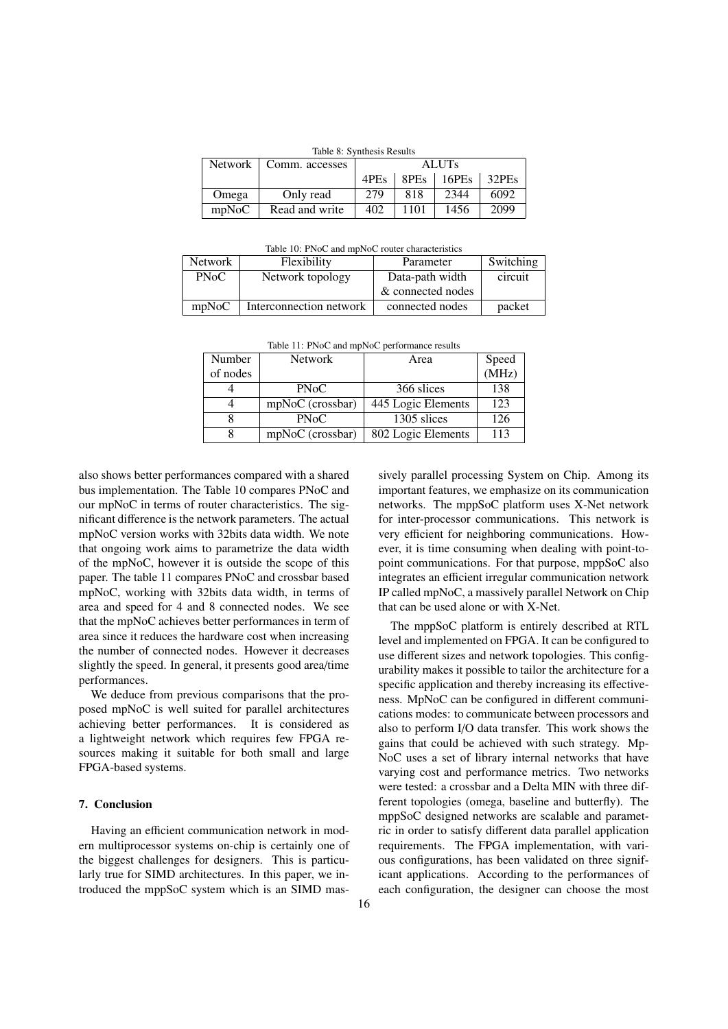Table 8: Synthesis Results

| Network | Comm. accesses | ALUTs | | | |
|---|---|---|---|---|---|
| | | 4PEs | 8PEs | 16PEs | 32PEs |
| Omega | Only read | 279 | 818 | 2344 | 6092 |
| mpNoC | Read and write | 402 | 1101 | 1456 | 2099 |

Table 10: PNoC and mpNoC router characteristics

| Network | Flexibility | Parameter | Switching |
|---|---|---|---|
| PNoC | Network topology | Data-path width & connected nodes | circuit |
| mpNoC | Interconnection network | connected nodes | packet |

Table 11: PNoC and mpNoC performance results

| Number of nodes | Network | Area | Speed (MHz) |
|---|---|---|---|
| 4 | PNoC | 366 slices | 138 |
| 4 | mpNoC (crossbar) | 445 Logic Elements | 123 |
| 8 | PNoC | 1305 slices | 126 |
| 8 | mpNoC (crossbar) | 802 Logic Elements | 113 |

also shows better performances compared with a shared bus implementation. The Table 10 compares PNoC and our mpNoC in terms of router characteristics. The significant difference is the network parameters. The actual mpNoC version works with 32bits data width. We note that ongoing work aims to parametrize the data width of the mpNoC, however it is outside the scope of this paper. The table 11 compares PNoC and crossbar based mpNoC, working with 32bits data width, in terms of area and speed for 4 and 8 connected nodes. We see that the mpNoC achieves better performances in term of area since it reduces the hardware cost when increasing the number of connected nodes. However it decreases slightly the speed. In general, it presents good area/time performances.

We deduce from previous comparisons that the proposed mpNoC is well suited for parallel architectures achieving better performances. It is considered as a lightweight network which requires few FPGA resources making it suitable for both small and large FPGA-based systems.

### 7. Conclusion

Having an efficient communication network in modern multiprocessor systems on-chip is certainly one of the biggest challenges for designers. This is particularly true for SIMD architectures. In this paper, we introduced the mppSoC system which is an SIMD massively parallel processing System on Chip. Among its important features, we emphasize on its communication networks. The mppSoC platform uses X-Net network for inter-processor communications. This network is very efficient for neighboring communications. However, it is time consuming when dealing with point-to-point communications. For that purpose, mppSoC also integrates an efficient irregular communication network IP called mpNoC, a massively parallel Network on Chip that can be used alone or with X-Net.

The mppSoC platform is entirely described at RTL level and implemented on FPGA. It can be configured to use different sizes and network topologies. This configurability makes it possible to tailor the architecture for a specific application and thereby increasing its effectiveness. MpNoC can be configured in different communications modes: to communicate between processors and also to perform I/O data transfer. This work shows the gains that could be achieved with such strategy. MpNoC uses a set of library internal networks that have varying cost and performance metrics. Two networks were tested: a crossbar and a Delta MIN with three different topologies (omega, baseline and butterfly). The mppSoC designed networks are scalable and parametric in order to satisfy different data parallel application requirements. The FPGA implementation, with various configurations, has been validated on three significant applications. According to the performances of each configuration, the designer can choose the most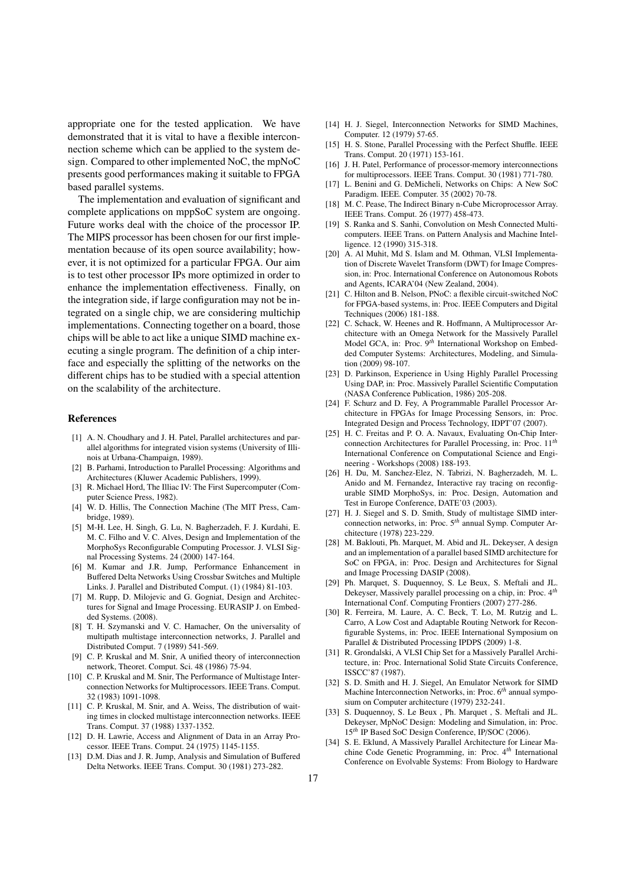appropriate one for the tested application. We have demonstrated that it is vital to have a flexible interconnection scheme which can be applied to the system design. Compared to other implemented NoC, the mpNoC presents good performances making it suitable to FPGA based parallel systems.

The implementation and evaluation of significant and complete applications on mppSoC system are ongoing. Future works deal with the choice of the processor IP. The MIPS processor has been chosen for our first implementation because of its open source availability; however, it is not optimized for a particular FPGA. Our aim is to test other processor IPs more optimized in order to enhance the implementation effectiveness. Finally, on the integration side, if large configuration may not be integrated on a single chip, we are considering multichip implementations. Connecting together on a board, those chips will be able to act like a unique SIMD machine executing a single program. The definition of a chip interface and especially the splitting of the networks on the different chips has to be studied with a special attention on the scalability of the architecture.

## References

- [1] A. N. Choudhary and J. H. Patel, Parallel architectures and parallel algorithms for integrated vision systems (University of Illinois at Urbana-Champaign, 1989).
- [2] B. Parhami, Introduction to Parallel Processing: Algorithms and Architectures (Kluwer Academic Publishers, 1999).
- [3] R. Michael Hord, The Illiac IV: The First Supercomputer (Computer Science Press, 1982).
- [4] W. D. Hillis, The Connection Machine (The MIT Press, Cambridge, 1989).
- [5] M-H. Lee, H. Singh, G. Lu, N. Bagherzadeh, F. J. Kurdahi, E. M. C. Filho and V. C. Alves, Design and Implementation of the MorphoSys Reconfigurable Computing Processor. J. VLSI Signal Processing Systems. 24 (2000) 147-164.
- [6] M. Kumar and J.R. Jump, Performance Enhancement in Buffered Delta Networks Using Crossbar Switches and Multiple Links. J. Parallel and Distributed Comput. (1) (1984) 81-103.
- [7] M. Rupp, D. Milojevic and G. Gogniat, Design and Architectures for Signal and Image Processing. EURASIP J. on Embedded Systems. (2008).
- [8] T. H. Szymanski and V. C. Hamacher, On the universality of multipath multistage interconnection networks, J. Parallel and Distributed Comput. 7 (1989) 541-569.
- [9] C. P. Kruskal and M. Snir, A unified theory of interconnection network, Theoret. Comput. Sci. 48 (1986) 75-94.
- [10] C. P. Kruskal and M. Snir, The Performance of Multistage Interconnection Networks for Multiprocessors. IEEE Trans. Comput. 32 (1983) 1091-1098.
- [11] C. P. Kruskal, M. Snir, and A. Weiss, The distribution of waiting times in clocked multistage interconnection networks. IEEE Trans. Comput. 37 (1988) 1337-1352.
- [12] D. H. Lawrie, Access and Alignment of Data in an Array Processor. IEEE Trans. Comput. 24 (1975) 1145-1155.
- [13] D.M. Dias and J. R. Jump, Analysis and Simulation of Buffered Delta Networks. IEEE Trans. Comput. 30 (1981) 273-282.
- [14] H. J. Siegel, Interconnection Networks for SIMD Machines, Computer. 12 (1979) 57-65.
- [15] H. S. Stone, Parallel Processing with the Perfect Shuffle. IEEE Trans. Comput. 20 (1971) 153-161.
- [16] J. H. Patel, Performance of processor-memory interconnections for multiprocessors. IEEE Trans. Comput. 30 (1981) 771-780.
- [17] L. Benini and G. DeMicheli, Networks on Chips: A New SoC Paradigm. IEEE. Computer. 35 (2002) 70-78.
- [18] M. C. Pease, The Indirect Binary n-Cube Microprocessor Array. IEEE Trans. Comput. 26 (1977) 458-473.
- [19] S. Ranka and S. Sanhi, Convolution on Mesh Connected Multicomputers. IEEE Trans. on Pattern Analysis and Machine Intelligence. 12 (1990) 315-318.
- [20] A. Al Muhit, Md S. Islam and M. Othman, VLSI Implementation of Discrete Wavelet Transform (DWT) for Image Compression, in: Proc. International Conference on Autonomous Robots and Agents, ICARA'04 (New Zealand, 2004).
- [21] C. Hilton and B. Nelson, PNoC: a flexible circuit-switched NoC for FPGA-based systems, in: Proc. IEEE Computers and Digital Techniques (2006) 181-188.
- [22] C. Schack, W. Heenes and R. Hoffmann, A Multiprocessor Architecture with an Omega Network for the Massively Parallel Model GCA, in: Proc. 9$^{th}$ International Workshop on Embedded Computer Systems: Architectures, Modeling, and Simulation (2009) 98-107.
- [23] D. Parkinson, Experience in Using Highly Parallel Processing Using DAP, in: Proc. Massively Parallel Scientific Computation (NASA Conference Publication, 1986) 205-208.
- [24] F. Schurz and D. Fey, A Programmable Parallel Processor Architecture in FPGAs for Image Processing Sensors, in: Proc. Integrated Design and Process Technology, IDPT'07 (2007).
- [25] H. C. Freitas and P. O. A. Navaux, Evaluating On-Chip Interconnection Architectures for Parallel Processing, in: Proc. 11$^{th}$ International Conference on Computational Science and Engineering - Workshops (2008) 188-193.
- [26] H. Du, M. Sanchez-Elez, N. Tabrizi, N. Bagherzadeh, M. L. Anido and M. Fernandez, Interactive ray tracing on reconfigurable SIMD MorphoSys, in: Proc. Design, Automation and Test in Europe Conference, DATE'03 (2003).
- [27] H. J. Siegel and S. D. Smith, Study of multistage SIMD interconnection networks, in: Proc. 5$^{th}$ annual Symp. Computer Architecture (1978) 223-229.
- [28] M. Baklouti, Ph. Marquet, M. Abid and JL. Dekeyser, A design and an implementation of a parallel based SIMD architecture for SoC on FPGA, in: Proc. Design and Architectures for Signal and Image Processing DASIP (2008).
- [29] Ph. Marquet, S. Duquennoy, S. Le Beux, S. Meftali and JL. Dekeyser, Massively parallel processing on a chip, in: Proc. 4$^{th}$ International Conf. Computing Frontiers (2007) 277-286.
- [30] R. Ferreira, M. Laure, A. C. Beck, T. Lo, M. Rutzig and L. Carro, A Low Cost and Adaptable Routing Network for Reconfigurable Systems, in: Proc. IEEE International Symposium on Parallel & Distributed Processing IPDPS (2009) 1-8.
- [31] R. Grondalski, A VLSI Chip Set for a Massively Parallel Architecture, in: Proc. International Solid State Circuits Conference, ISSCC'87 (1987).
- [32] S. D. Smith and H. J. Siegel, An Emulator Network for SIMD Machine Interconnection Networks, in: Proc. 6$^{th}$ annual symposium on Computer architecture (1979) 232-241.
- [33] S. Duquennoy, S. Le Beux , Ph. Marquet , S. Meftali and JL. Dekeyser, MpNoC Design: Modeling and Simulation, in: Proc. 15$^{th}$ IP Based SoC Design Conference, IP/SOC (2006).
- [34] S. E. Eklund, A Massively Parallel Architecture for Linear Machine Code Genetic Programming, in: Proc. 4$^{th}$ International Conference on Evolvable Systems: From Biology to Hardware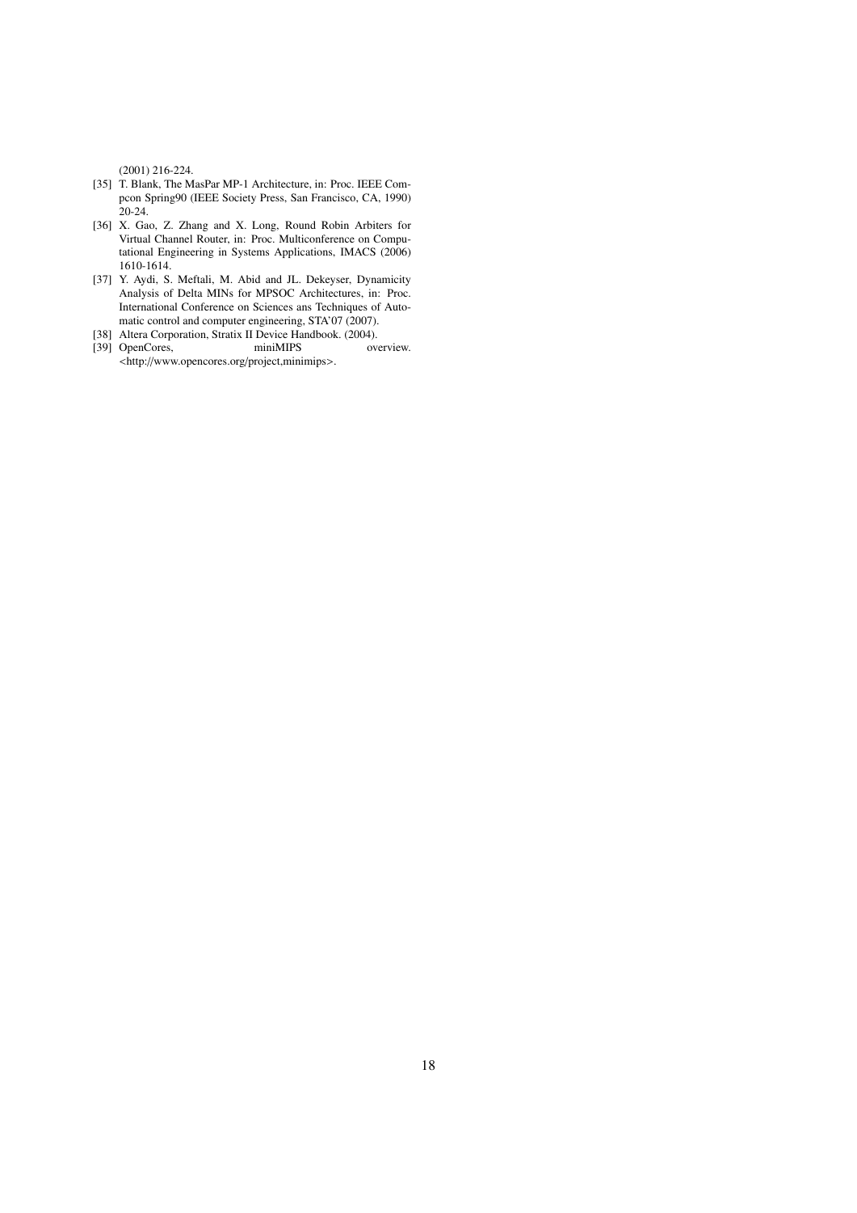(2001) 216-224.

[35] T. Blank, The MasPar MP-1 Architecture, in: Proc. IEEE Compcon Spring90 (IEEE Society Press, San Francisco, CA, 1990) 20-24.

[36] X. Gao, Z. Zhang and X. Long, Round Robin Arbiters for Virtual Channel Router, in: Proc. Multiconference on Computational Engineering in Systems Applications, IMACS (2006) 1610-1614.

[37] Y. Aydi, S. Meftali, M. Abid and JL. Dekeyser, Dynamicity Analysis of Delta MINs for MPSOC Architectures, in: Proc. International Conference on Sciences ans Techniques of Automatic control and computer engineering, STA'07 (2007).

[38] Altera Corporation, Stratix II Device Handbook. (2004).

[39] OpenCores, miniMIPS overview. <http://www.opencores.org/project,minimips>.